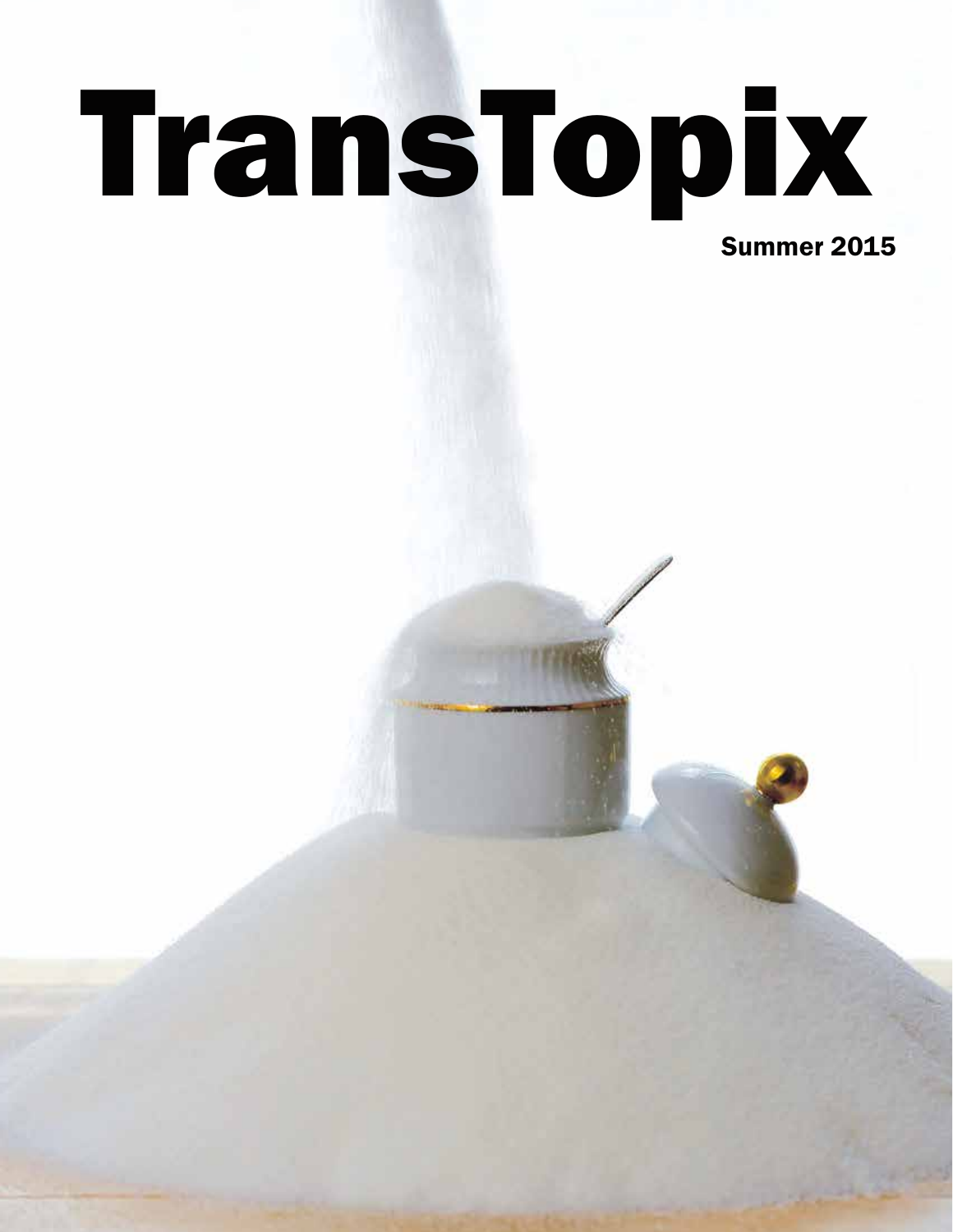# TransTopix

Summer 2015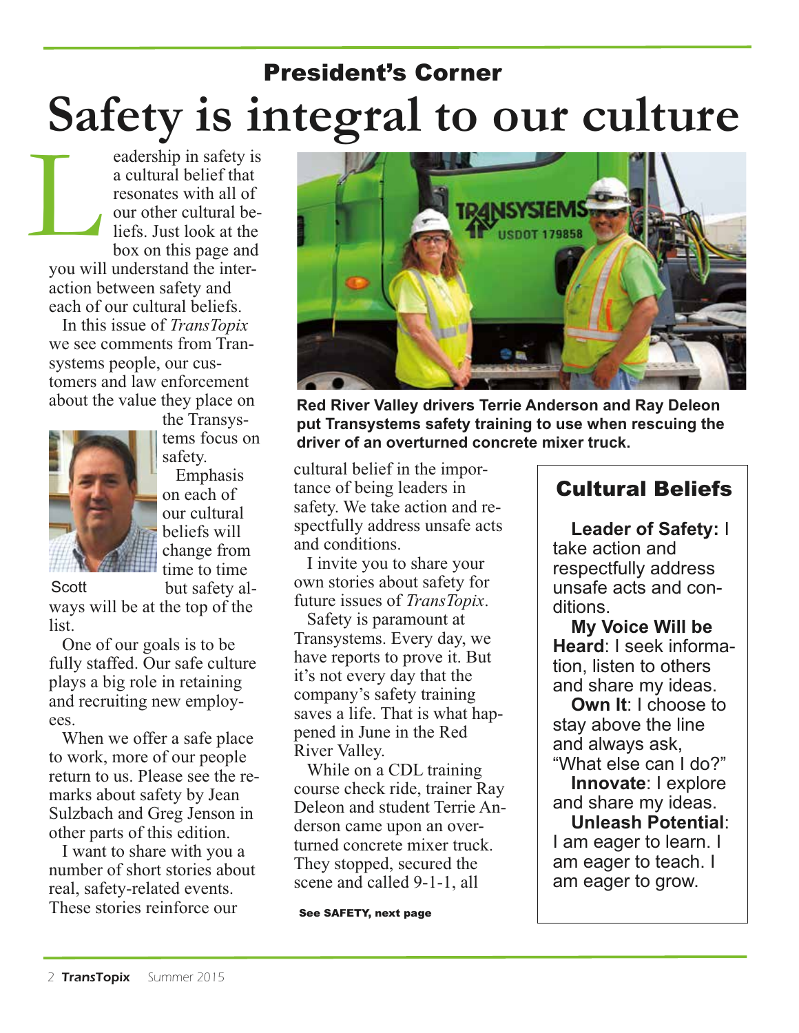## President's Corner

# Safety is integral to our culture

Leadership in safety is a cultural belief that resonates with all of our other cultural beliefs. Just look at the box on this page and you will understand the interaction between safety and each of our cultural beliefs.

In this issue of *TransTopix* we see comments from Transystems people, our customers and law enforcement about the value they place on the Transystems focus on safety.

Scott

Emphasis on each of our cultural beliefs will change from time to time but safety always will be at the top of the list.

One of our goals is to be fully staffed. Our safe culture plays a big role in retaining and recruiting new employees.

When we offer a safe place to work, more of our people return to us. Please see the remarks about safety by Jean Sulzbach and Greg Jenson in other parts of this edition.

I want to share with you a number of short stories about real, safety-related events. These stories reinforce our cultural belief in the importance of being leaders in safety. We take action and respectfully address unsafe acts and conditions.

I invite you to share your own stories about safety for future issues of *TransTopix*.

Safety is paramount at Transystems. Every day, we have reports to prove it. But it's not every day that the company's safety training saves a life. That is what happened in June in the Red River Valley.

While on a CDL training course check ride, trainer Ray Deleon and student Terrie Anderson came upon an overturned concrete mixer truck. They stopped, secured the scene and called 9-1-1, all

**See SAFETY, next page**

**Red River Valley drivers Terrie Anderson and Ray Deleon put Transystems safety training to use when rescuing the driver of an overturned concrete mixer truck.**

### Cultural Beliefs

**Leader of Safety:** I take action and respectfully address unsafe acts and conditions.

**My Voice Will be Heard**: I seek information, listen to others and share my ideas.

**Own It**: I choose to stay above the line and always ask, "What else can I do?"

**Innovate**: I explore and share my ideas.

**Unleash Potential**: I am eager to learn. I am eager to teach. I am eager to grow.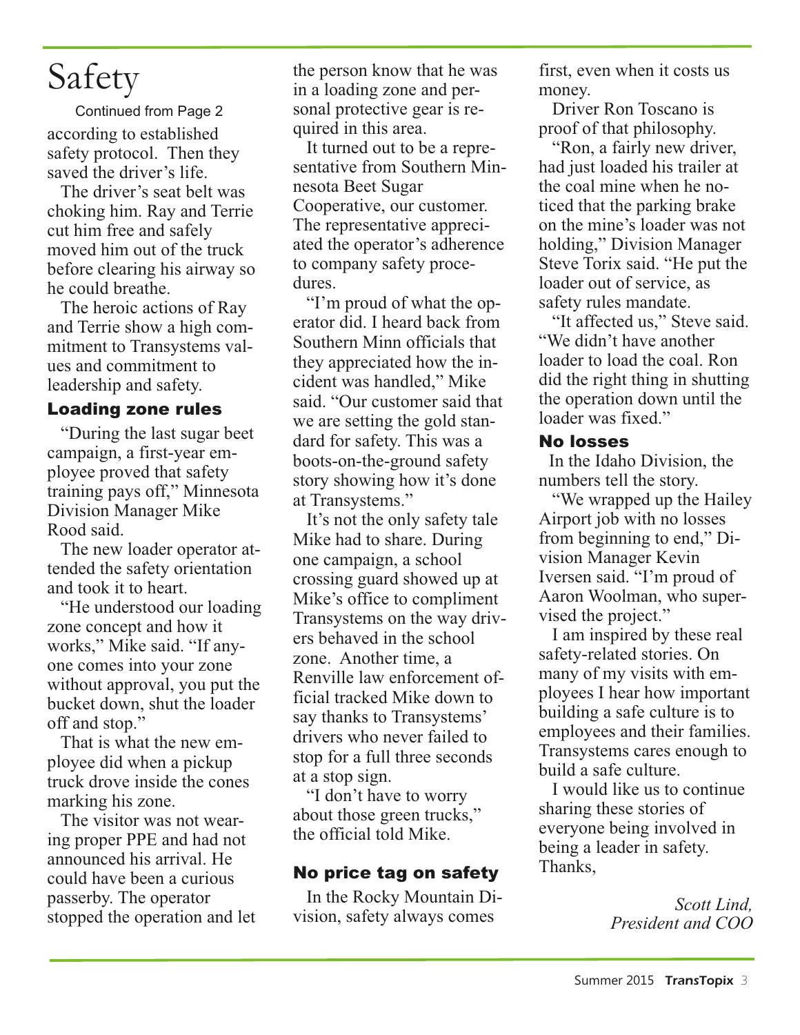# Safety

Continued from Page 2

according to established safety protocol. Then they saved the driver's life.

The driver's seat belt was choking him. Ray and Terrie cut him free and safely moved him out of the truck before clearing his airway so he could breathe.

The heroic actions of Ray and Terrie show a high commitment to Transystems values and commitment to leadership and safety.

### Loading zone rules

"During the last sugar beet campaign, a first-year employee proved that safety training pays off," Minnesota Division Manager Mike Rood said.

The new loader operator attended the safety orientation and took it to heart.

"He understood our loading zone concept and how it works," Mike said. "If anyone comes into your zone without approval, you put the bucket down, shut the loader off and stop."

That is what the new employee did when a pickup truck drove inside the cones marking his zone.

The visitor was not wearing proper PPE and had not announced his arrival. He could have been a curious passerby. The operator stopped the operation and let the person know that he was in a loading zone and personal protective gear is required in this area.

It turned out to be a representative from Southern Minnesota Beet Sugar Cooperative, our customer. The representative appreciated the operator's adherence to company safety procedures.

"I'm proud of what the operator did. I heard back from Southern Minn officials that they appreciated how the incident was handled," Mike said. "Our customer said that we are setting the gold standard for safety. This was a boots-on-the-ground safety story showing how it's done at Transystems."

It's not the only safety tale Mike had to share. During one campaign, a school crossing guard showed up at Mike's office to compliment Transystems on the way drivers behaved in the school zone. Another time, a Renville law enforcement official tracked Mike down to say thanks to Transystems' drivers who never failed to stop for a full three seconds at a stop sign.

"I don't have to worry about those green trucks," the official told Mike.

### No price tag on safety

In the Rocky Mountain Division, safety always comes first, even when it costs us money.

Driver Ron Toscano is proof of that philosophy.

"Ron, a fairly new driver, had just loaded his trailer at the coal mine when he noticed that the parking brake on the mine's loader was not holding," Division Manager Steve Torix said. "He put the loader out of service, as safety rules mandate.

"It affected us," Steve said. "We didn't have another loader to load the coal. Ron did the right thing in shutting the operation down until the loader was fixed."

### No losses

In the Idaho Division, the numbers tell the story.

"We wrapped up the Hailey Airport job with no losses from beginning to end," Division Manager Kevin Iversen said. "I'm proud of Aaron Woolman, who supervised the project."

I am inspired by these real safety-related stories. On many of my visits with employees I hear how important building a safe culture is to employees and their families. Transystems cares enough to build a safe culture.

I would like us to continue sharing these stories of everyone being involved in being a leader in safety.

Thanks,

*Scott Lind,*
*President and COO*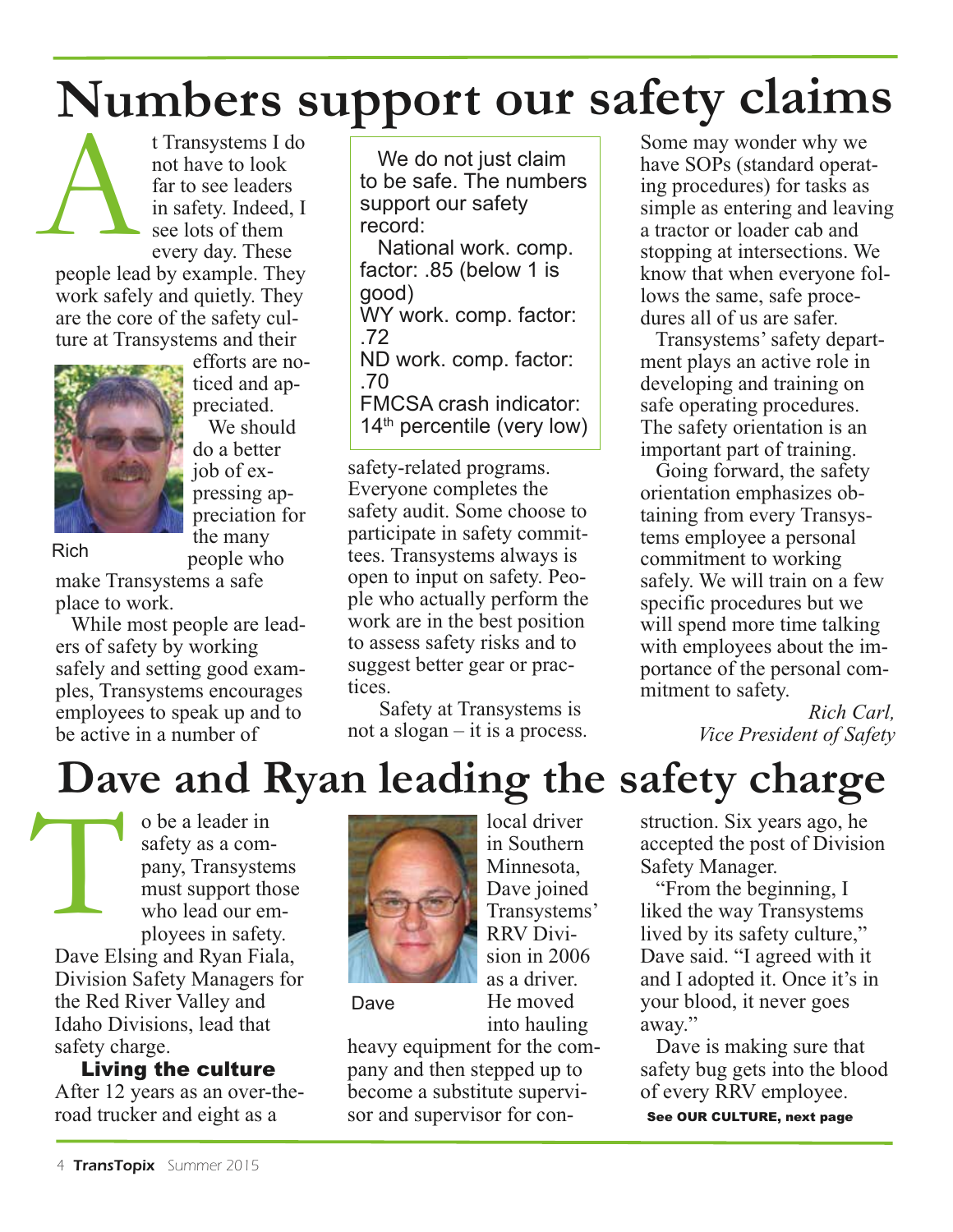# Numbers support our safety claims

At Transystems I do not have to look far to see leaders in safety. Indeed, I see lots of them every day. These people lead by example. They work safely and quietly. They are the core of the safety culture at Transystems and their efforts are noticed and appreciated.

Rich

We should do a better job of expressing appreciation for the many people who make Transystems a safe place to work.

While most people are leaders of safety by working safely and setting good examples, Transystems encourages employees to speak up and to be active in a number of safety-related programs. Everyone completes the safety audit. Some choose to participate in safety committees. Transystems always is open to input on safety. People who actually perform the work are in the best position to assess safety risks and to suggest better gear or practices.

Safety at Transystems is not a slogan – it is a process.

> We do not just claim to be safe. The numbers support our safety record:
>
> National work. comp. factor: .85 (below 1 is good)
> WY work. comp. factor: .72
> ND work. comp. factor: .70
> FMCSA crash indicator: 14th percentile (very low)

Some may wonder why we have SOPs (standard operating procedures) for tasks as simple as entering and leaving a tractor or loader cab and stopping at intersections. We know that when everyone follows the same, safe procedures all of us are safer.

Transystems' safety department plays an active role in developing and training on safe operating procedures. The safety orientation is an important part of training.

Going forward, the safety orientation emphasizes obtaining from every Transystems employee a personal commitment to working safely. We will train on a few specific procedures but we will spend more time talking with employees about the importance of the personal commitment to safety.

*Rich Carl,*
*Vice President of Safety*

# Dave and Ryan leading the safety charge

To be a leader in safety as a company, Transystems must support those who lead our employees in safety. Dave Elsing and Ryan Fiala, Division Safety Managers for the Red River Valley and Idaho Divisions, lead that safety charge.

**Living the culture**

After 12 years as an over-the-road trucker and eight as a local driver in Southern Minnesota, Dave joined Transystems' RRV Division in 2006 as a driver. He moved into hauling heavy equipment for the company and then stepped up to become a substitute supervisor and supervisor for construction. Six years ago, he accepted the post of Division Safety Manager.

Dave

"From the beginning, I liked the way Transystems lived by its safety culture," Dave said. "I agreed with it and I adopted it. Once it's in your blood, it never goes away."

Dave is making sure that safety bug gets into the blood of every RRV employee.

**See OUR CULTURE, next page**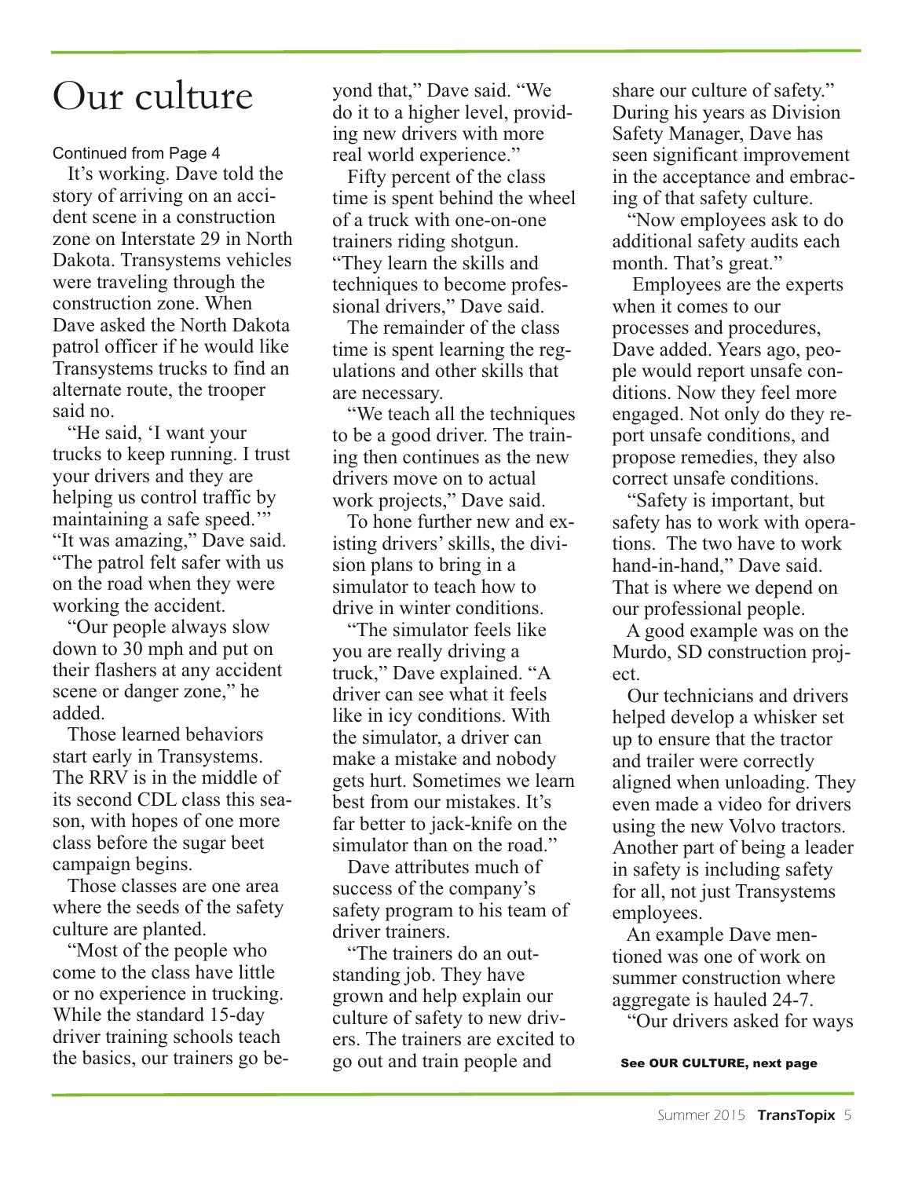# Our culture

Continued from Page 4

It's working. Dave told the story of arriving on an accident scene in a construction zone on Interstate 29 in North Dakota. Transystems vehicles were traveling through the construction zone. When Dave asked the North Dakota patrol officer if he would like Transystems trucks to find an alternate route, the trooper said no.

"He said, 'I want your trucks to keep running. I trust your drivers and they are helping us control traffic by maintaining a safe speed.'" "It was amazing," Dave said. "The patrol felt safer with us on the road when they were working the accident.

"Our people always slow down to 30 mph and put on their flashers at any accident scene or danger zone," he added.

Those learned behaviors start early in Transystems. The RRV is in the middle of its second CDL class this season, with hopes of one more class before the sugar beet campaign begins.

Those classes are one area where the seeds of the safety culture are planted.

"Most of the people who come to the class have little or no experience in trucking. While the standard 15-day driver training schools teach the basics, our trainers go beyond that," Dave said. "We do it to a higher level, providing new drivers with more real world experience."

Fifty percent of the class time is spent behind the wheel of a truck with one-on-one trainers riding shotgun. "They learn the skills and techniques to become professional drivers," Dave said.

The remainder of the class time is spent learning the regulations and other skills that are necessary.

"We teach all the techniques to be a good driver. The training then continues as the new drivers move on to actual work projects," Dave said.

To hone further new and existing drivers' skills, the division plans to bring in a simulator to teach how to drive in winter conditions.

"The simulator feels like you are really driving a truck," Dave explained. "A driver can see what it feels like in icy conditions. With the simulator, a driver can make a mistake and nobody gets hurt. Sometimes we learn best from our mistakes. It's far better to jack-knife on the simulator than on the road."

Dave attributes much of success of the company's safety program to his team of driver trainers.

"The trainers do an outstanding job. They have grown and help explain our culture of safety to new drivers. The trainers are excited to go out and train people and share our culture of safety." During his years as Division Safety Manager, Dave has seen significant improvement in the acceptance and embracing of that safety culture.

"Now employees ask to do additional safety audits each month. That's great."

Employees are the experts when it comes to our processes and procedures, Dave added. Years ago, people would report unsafe conditions. Now they feel more engaged. Not only do they report unsafe conditions, and propose remedies, they also correct unsafe conditions.

"Safety is important, but safety has to work with operations. The two have to work hand-in-hand," Dave said. That is where we depend on our professional people.

A good example was on the Murdo, SD construction project.

Our technicians and drivers helped develop a whisker set up to ensure that the tractor and trailer were correctly aligned when unloading. They even made a video for drivers using the new Volvo tractors. Another part of being a leader in safety is including safety for all, not just Transystems employees.

An example Dave mentioned was one of work on summer construction where aggregate is hauled 24-7.

"Our drivers asked for ways

**See OUR CULTURE, next page**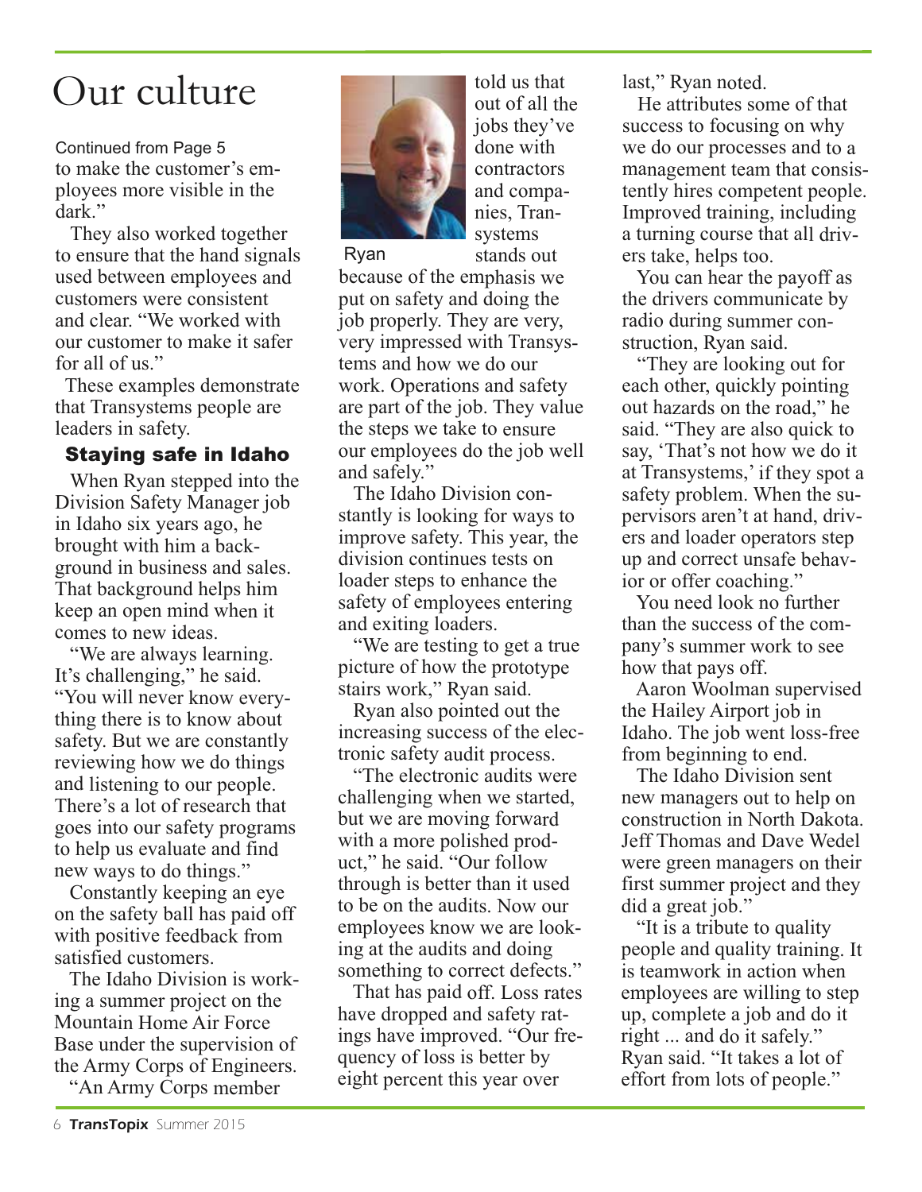# Our culture

Continued from Page 5

to make the customer's employees more visible in the dark."

They also worked together to ensure that the hand signals used between employees and customers were consistent and clear. "We worked with our customer to make it safer for all of us."

These examples demonstrate that Transystems people are leaders in safety.

### Staying safe in Idaho

When Ryan stepped into the Division Safety Manager job in Idaho six years ago, he brought with him a background in business and sales. That background helps him keep an open mind when it comes to new ideas.

"We are always learning. It's challenging," he said. "You will never know everything there is to know about safety. But we are constantly reviewing how we do things and listening to our people. There's a lot of research that goes into our safety programs to help us evaluate and find new ways to do things."

Constantly keeping an eye on the safety ball has paid off with positive feedback from satisfied customers.

The Idaho Division is working a summer project on the Mountain Home Air Force Base under the supervision of the Army Corps of Engineers.

"An Army Corps member told us that out of all the jobs they've done with contractors and companies, Transystems stands out because of the emphasis we put on safety and doing the job properly. They are very, very impressed with Transystems and how we do our work. Operations and safety are part of the job. They value the steps we take to ensure our employees do the job well and safely."

Ryan

The Idaho Division constantly is looking for ways to improve safety. This year, the division continues tests on loader steps to enhance the safety of employees entering and exiting loaders.

"We are testing to get a true picture of how the prototype stairs work," Ryan said.

Ryan also pointed out the increasing success of the electronic safety audit process.

"The electronic audits were challenging when we started, but we are moving forward with a more polished product," he said. "Our follow through is better than it used to be on the audits. Now our employees know we are looking at the audits and doing something to correct defects."

That has paid off. Loss rates have dropped and safety ratings have improved. "Our frequency of loss is better by eight percent this year over last," Ryan noted.

He attributes some of that success to focusing on why we do our processes and to a management team that consistently hires competent people. Improved training, including a turning course that all drivers take, helps too.

You can hear the payoff as the drivers communicate by radio during summer construction, Ryan said.

"They are looking out for each other, quickly pointing out hazards on the road," he said. "They are also quick to say, 'That's not how we do it at Transystems,' if they spot a safety problem. When the supervisors aren't at hand, drivers and loader operators step up and correct unsafe behavior or offer coaching."

You need look no further than the success of the company's summer work to see how that pays off.

Aaron Woolman supervised the Hailey Airport job in Idaho. The job went loss-free from beginning to end.

The Idaho Division sent new managers out to help on construction in North Dakota. Jeff Thomas and Dave Wedel were green managers on their first summer project and they did a great job."

"It is a tribute to quality people and quality training. It is teamwork in action when employees are willing to step up, complete a job and do it right ... and do it safely." Ryan said. "It takes a lot of effort from lots of people."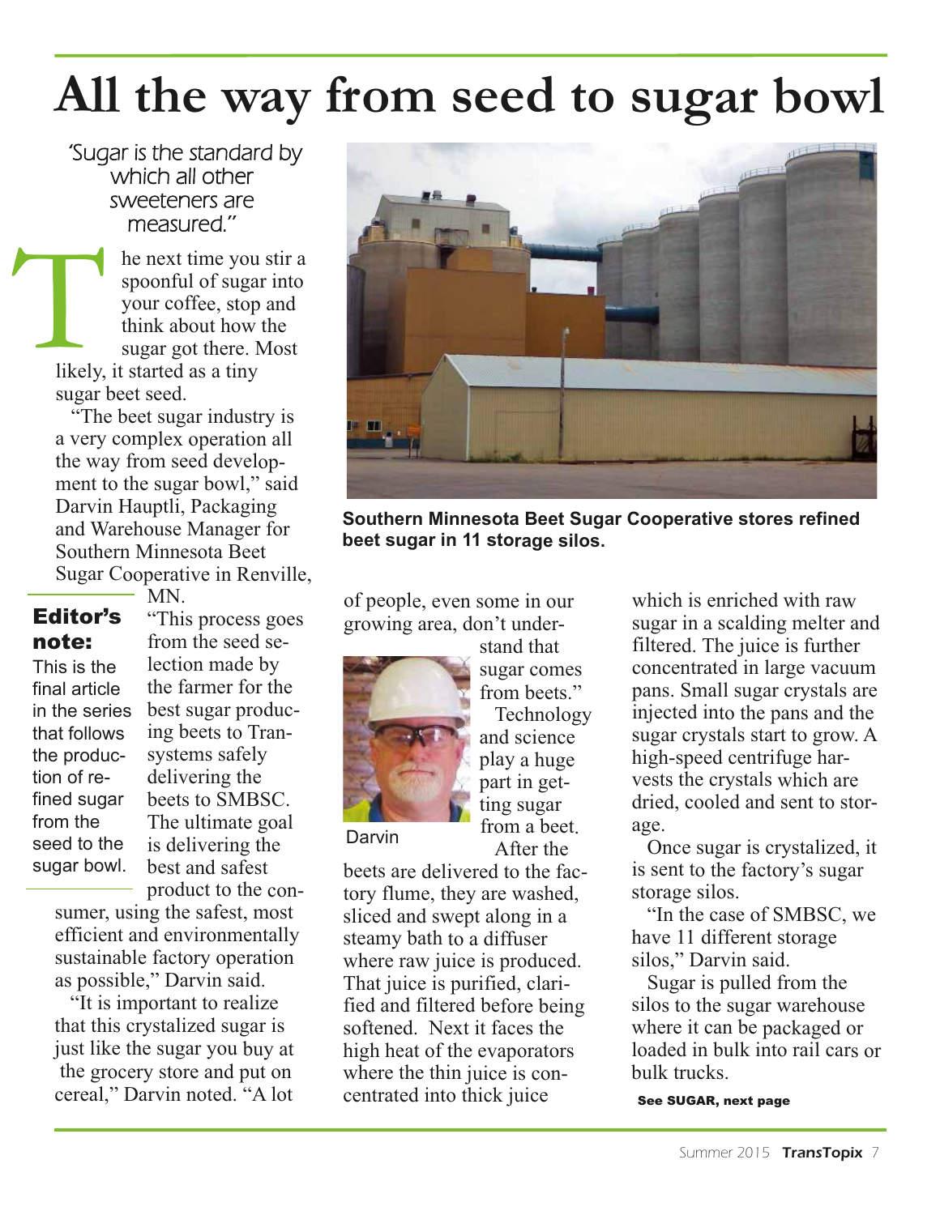# All the way from seed to sugar bowl

*'Sugar is the standard by which all other sweeteners are measured."*

The next time you stir a spoonful of sugar into your coffee, stop and think about how the sugar got there. Most likely, it started as a tiny sugar beet seed.

"The beet sugar industry is a very complex operation all the way from seed development to the sugar bowl," said Darvin Hauptli, Packaging and Warehouse Manager for Southern Minnesota Beet Sugar Cooperative in Renville, MN.

**Editor's note:** This is the final article in the series that follows the production of refined sugar from the seed to the sugar bowl.

"This process goes from the seed selection made by the farmer for the best sugar producing beets to Transystems safely delivering the beets to SMBSC. The ultimate goal is delivering the best and safest product to the consumer, using the safest, most efficient and environmentally sustainable factory operation as possible," Darvin said.

"It is important to realize that this crystalized sugar is just like the sugar you buy at the grocery store and put on cereal," Darvin noted. "A lot of people, even some in our growing area, don't understand that sugar comes from beets."

Southern Minnesota Beet Sugar Cooperative stores refined beet sugar in 11 storage silos.

Darvin

Technology and science play a huge part in getting sugar from a beet.

After the beets are delivered to the factory flume, they are washed, sliced and swept along in a steamy bath to a diffuser where raw juice is produced. That juice is purified, clarified and filtered before being softened. Next it faces the high heat of the evaporators where the thin juice is concentrated into thick juice which is enriched with raw sugar in a scalding melter and filtered. The juice is further concentrated in large vacuum pans. Small sugar crystals are injected into the pans and the sugar crystals start to grow. A high-speed centrifuge harvests the crystals which are dried, cooled and sent to storage.

Once sugar is crystalized, it is sent to the factory's sugar storage silos.

"In the case of SMBSC, we have 11 different storage silos," Darvin said.

Sugar is pulled from the silos to the sugar warehouse where it can be packaged or loaded in bulk into rail cars or bulk trucks.

**See SUGAR, next page**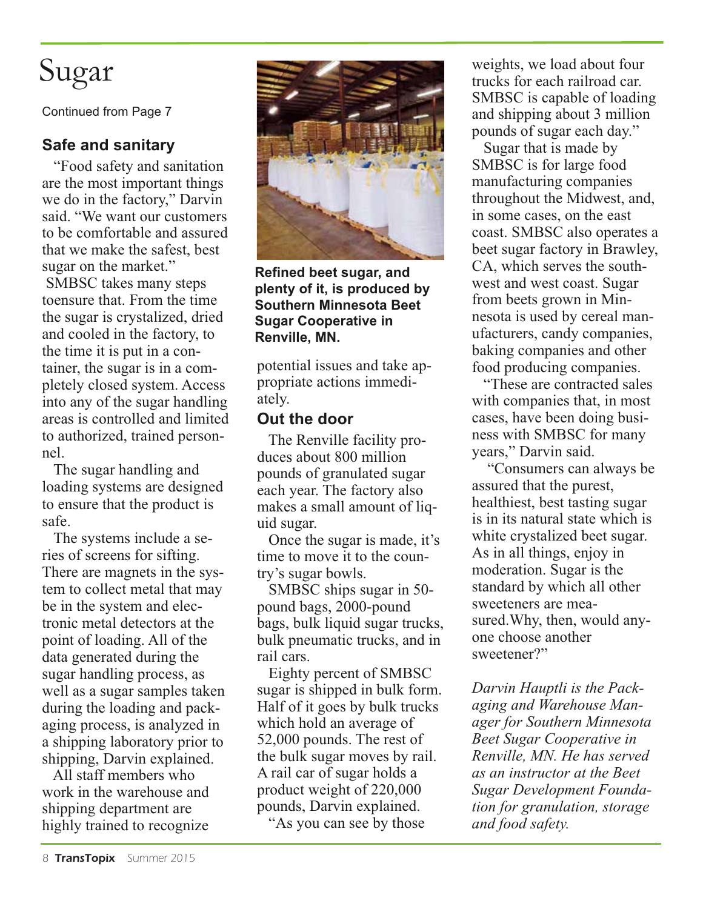# Sugar

Continued from Page 7

### Safe and sanitary

"Food safety and sanitation are the most important things we do in the factory," Darvin said. "We want our customers to be comfortable and assured that we make the safest, best sugar on the market."

SMBSC takes many steps toensure that. From the time the sugar is crystalized, dried and cooled in the factory, to the time it is put in a container, the sugar is in a completely closed system. Access into any of the sugar handling areas is controlled and limited to authorized, trained personnel.

The sugar handling and loading systems are designed to ensure that the product is safe.

The systems include a series of screens for sifting. There are magnets in the system to collect metal that may be in the system and electronic metal detectors at the point of loading. All of the data generated during the sugar handling process, as well as a sugar samples taken during the loading and packaging process, is analyzed in a shipping laboratory prior to shipping, Darvin explained.

All staff members who work in the warehouse and shipping department are highly trained to recognize potential issues and take appropriate actions immediately.

**Refined beet sugar, and plenty of it, is produced by Southern Minnesota Beet Sugar Cooperative in Renville, MN.**

### Out the door

The Renville facility produces about 800 million pounds of granulated sugar each year. The factory also makes a small amount of liquid sugar.

Once the sugar is made, it's time to move it to the country's sugar bowls.

SMBSC ships sugar in 50-pound bags, 2000-pound bags, bulk liquid sugar trucks, bulk pneumatic trucks, and in rail cars.

Eighty percent of SMBSC sugar is shipped in bulk form. Half of it goes by bulk trucks which hold an average of 52,000 pounds. The rest of the bulk sugar moves by rail. A rail car of sugar holds a product weight of 220,000 pounds, Darvin explained.

"As you can see by those weights, we load about four trucks for each railroad car. SMBSC is capable of loading and shipping about 3 million pounds of sugar each day."

Sugar that is made by SMBSC is for large food manufacturing companies throughout the Midwest, and, in some cases, on the east coast. SMBSC also operates a beet sugar factory in Brawley, CA, which serves the southwest and west coast. Sugar from beets grown in Minnesota is used by cereal manufacturers, candy companies, baking companies and other food producing companies.

"These are contracted sales with companies that, in most cases, have been doing business with SMBSC for many years," Darvin said.

"Consumers can always be assured that the purest, healthiest, best tasting sugar is in its natural state which is white crystalized beet sugar. As in all things, enjoy in moderation. Sugar is the standard by which all other sweeteners are measured.Why, then, would anyone choose another sweetener?"

*Darvin Hauptli is the Packaging and Warehouse Manager for Southern Minnesota Beet Sugar Cooperative in Renville, MN. He has served as an instructor at the Beet Sugar Development Foundation for granulation, storage and food safety.*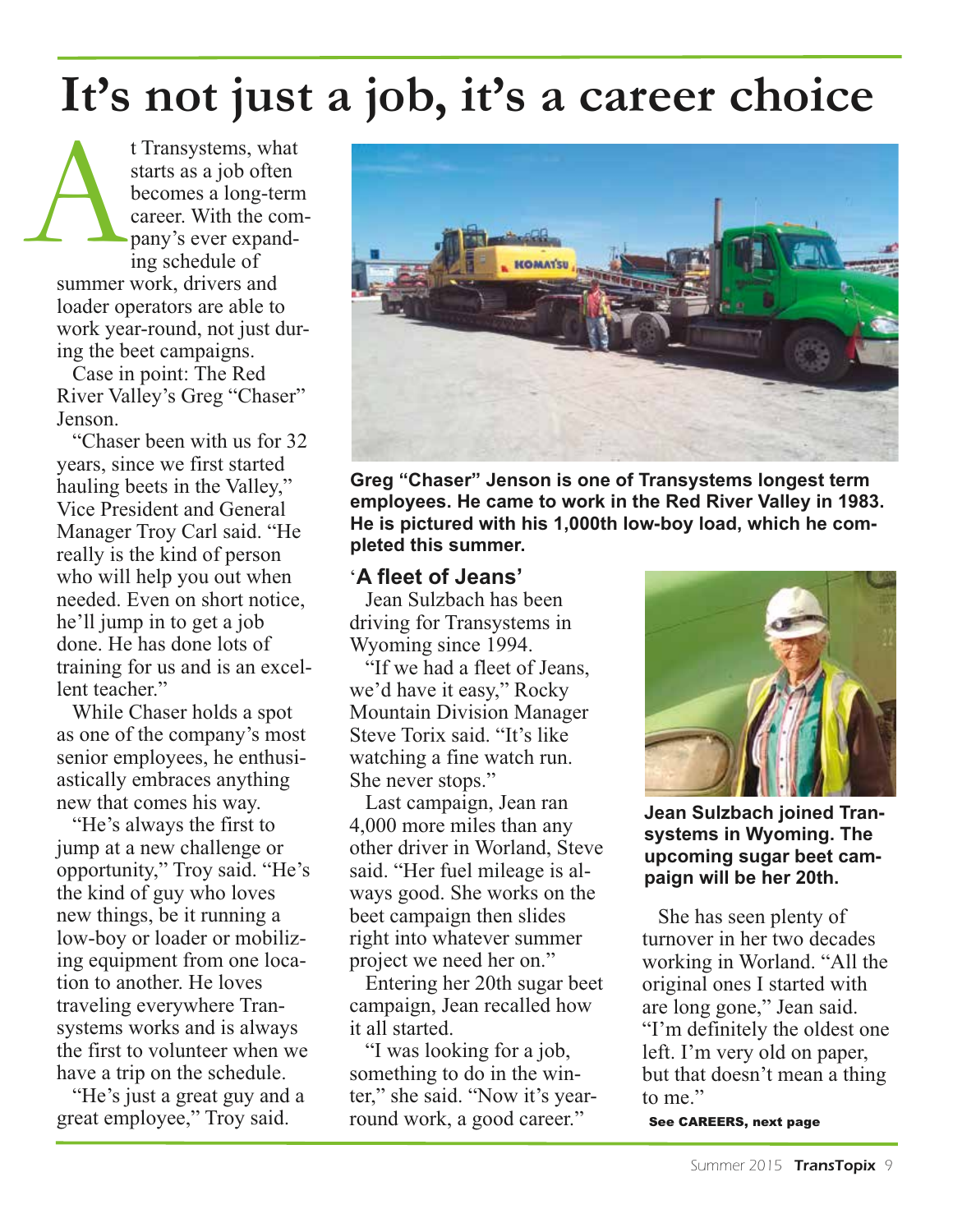# It's not just a job, it's a career choice

At Transystems, what starts as a job often becomes a long-term career. With the company's ever expanding schedule of summer work, drivers and loader operators are able to work year-round, not just during the beet campaigns.

Case in point: The Red River Valley's Greg "Chaser" Jenson.

"Chaser been with us for 32 years, since we first started hauling beets in the Valley," Vice President and General Manager Troy Carl said. "He really is the kind of person who will help you out when needed. Even on short notice, he'll jump in to get a job done. He has done lots of training for us and is an excellent teacher."

While Chaser holds a spot as one of the company's most senior employees, he enthusiastically embraces anything new that comes his way.

"He's always the first to jump at a new challenge or opportunity," Troy said. "He's the kind of guy who loves new things, be it running a low-boy or loader or mobilizing equipment from one location to another. He loves traveling everywhere Transystems works and is always the first to volunteer when we have a trip on the schedule.

"He's just a great guy and a great employee," Troy said.

**Greg "Chaser" Jenson is one of Transystems longest term employees. He came to work in the Red River Valley in 1983. He is pictured with his 1,000th low-boy load, which he completed this summer.**

### 'A fleet of Jeans'

Jean Sulzbach has been driving for Transystems in Wyoming since 1994.

"If we had a fleet of Jeans, we'd have it easy," Rocky Mountain Division Manager Steve Torix said. "It's like watching a fine watch run. She never stops."

Last campaign, Jean ran 4,000 more miles than any other driver in Worland, Steve said. "Her fuel mileage is always good. She works on the beet campaign then slides right into whatever summer project we need her on."

Entering her 20th sugar beet campaign, Jean recalled how it all started.

"I was looking for a job, something to do in the winter," she said. "Now it's year-round work, a good career."

**Jean Sulzbach joined Transystems in Wyoming. The upcoming sugar beet campaign will be her 20th.**

She has seen plenty of turnover in her two decades working in Worland. "All the original ones I started with are long gone," Jean said. "I'm definitely the oldest one left. I'm very old on paper, but that doesn't mean a thing to me."

**See CAREERS, next page**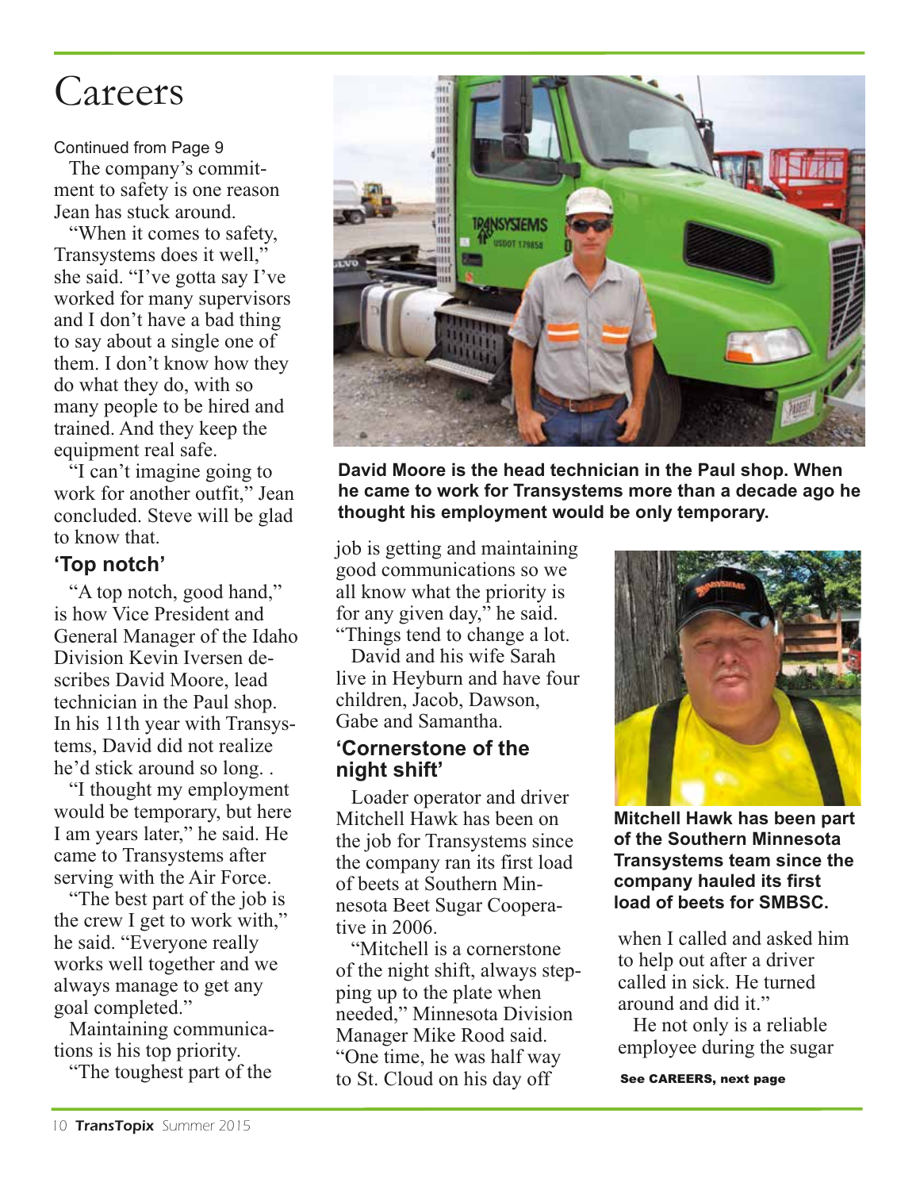# Careers

Continued from Page 9

The company's commitment to safety is one reason Jean has stuck around.

"When it comes to safety, Transystems does it well," she said. "I've gotta say I've worked for many supervisors and I don't have a bad thing to say about a single one of them. I don't know how they do what they do, with so many people to be hired and trained. And they keep the equipment real safe.

"I can't imagine going to work for another outfit," Jean concluded. Steve will be glad to know that.

## 'Top notch'

"A top notch, good hand," is how Vice President and General Manager of the Idaho Division Kevin Iversen describes David Moore, lead technician in the Paul shop. In his 11th year with Transystems, David did not realize he'd stick around so long. .

"I thought my employment would be temporary, but here I am years later," he said. He came to Transystems after serving with the Air Force.

"The best part of the job is the crew I get to work with," he said. "Everyone really works well together and we always manage to get any goal completed."

Maintaining communications is his top priority.

"The toughest part of the job is getting and maintaining good communications so we all know what the priority is for any given day," he said. "Things tend to change a lot.

David and his wife Sarah live in Heyburn and have four children, Jacob, Dawson, Gabe and Samantha.

**David Moore is the head technician in the Paul shop. When he came to work for Transystems more than a decade ago he thought his employment would be only temporary.**

## 'Cornerstone of the night shift'

Loader operator and driver Mitchell Hawk has been on the job for Transystems since the company ran its first load of beets at Southern Minnesota Beet Sugar Cooperative in 2006.

"Mitchell is a cornerstone of the night shift, always stepping up to the plate when needed," Minnesota Division Manager Mike Rood said. "One time, he was half way to St. Cloud on his day off when I called and asked him to help out after a driver called in sick. He turned around and did it."

He not only is a reliable employee during the sugar

**Mitchell Hawk has been part of the Southern Minnesota Transystems team since the company hauled its first load of beets for SMBSC.**

**See CAREERS, next page**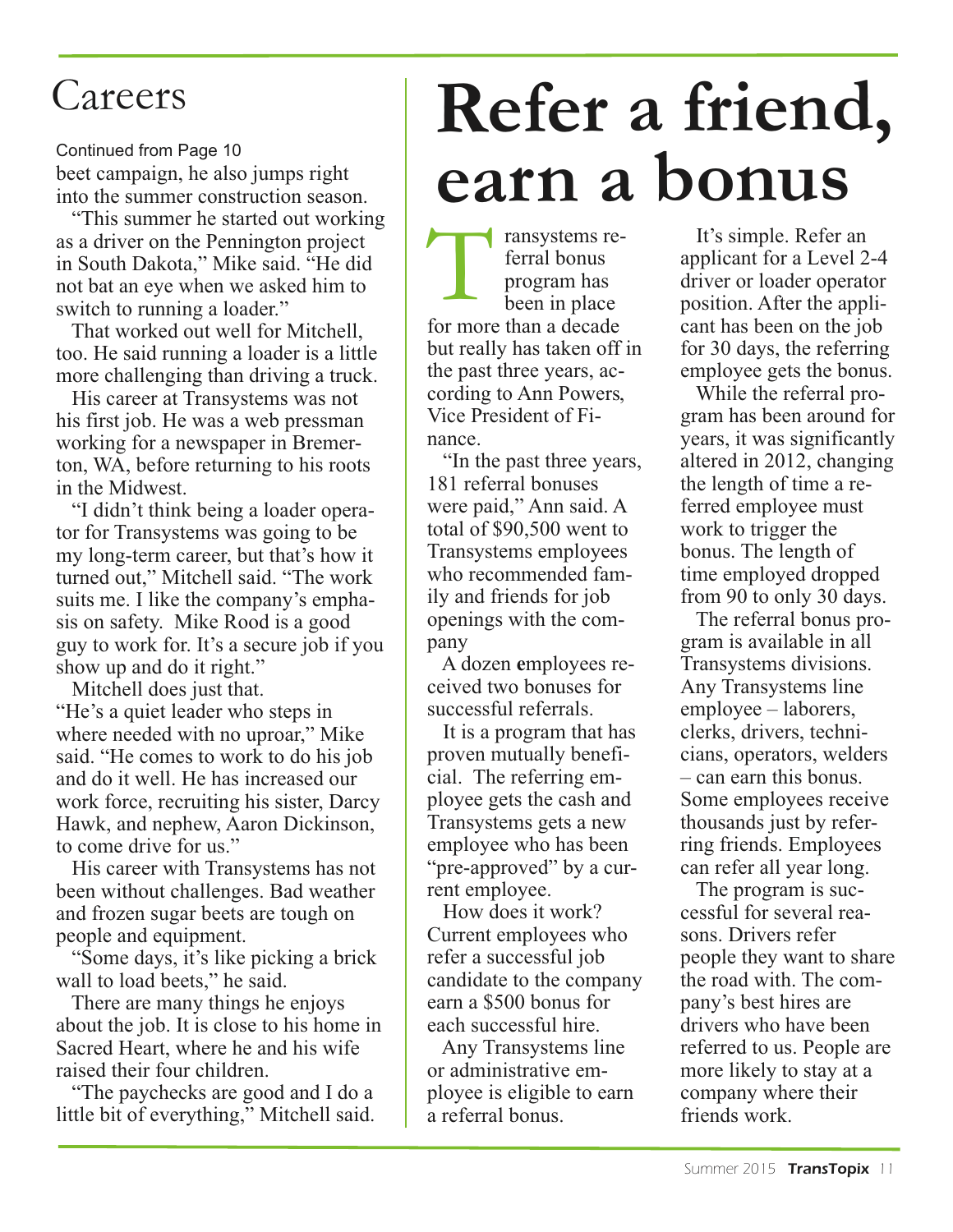# Careers

Continued from Page 10

beet campaign, he also jumps right into the summer construction season.

"This summer he started out working as a driver on the Pennington project in South Dakota," Mike said. "He did not bat an eye when we asked him to switch to running a loader."

That worked out well for Mitchell, too. He said running a loader is a little more challenging than driving a truck.

His career at Transystems was not his first job. He was a web pressman working for a newspaper in Bremerton, WA, before returning to his roots in the Midwest.

"I didn't think being a loader operator for Transystems was going to be my long-term career, but that's how it turned out," Mitchell said. "The work suits me. I like the company's emphasis on safety. Mike Rood is a good guy to work for. It's a secure job if you show up and do it right."

Mitchell does just that.

"He's a quiet leader who steps in where needed with no uproar," Mike said. "He comes to work to do his job and do it well. He has increased our work force, recruiting his sister, Darcy Hawk, and nephew, Aaron Dickinson, to come drive for us."

His career with Transystems has not been without challenges. Bad weather and frozen sugar beets are tough on people and equipment.

"Some days, it's like picking a brick wall to load beets," he said.

There are many things he enjoys about the job. It is close to his home in Sacred Heart, where he and his wife raised their four children.

"The paychecks are good and I do a little bit of everything," Mitchell said.

# Refer a friend, earn a bonus

Transystems referral bonus program has been in place for more than a decade but really has taken off in the past three years, according to Ann Powers, Vice President of Finance.

"In the past three years, 181 referral bonuses were paid," Ann said. A total of $90,500 went to Transystems employees who recommended family and friends for job openings with the company

A dozen employees received two bonuses for successful referrals.

It is a program that has proven mutually beneficial. The referring employee gets the cash and Transystems gets a new employee who has been "pre-approved" by a current employee.

How does it work? Current employees who refer a successful job candidate to the company earn a $500 bonus for each successful hire.

Any Transystems line or administrative employee is eligible to earn a referral bonus.

It's simple. Refer an applicant for a Level 2-4 driver or loader operator position. After the applicant has been on the job for 30 days, the referring employee gets the bonus.

While the referral program has been around for years, it was significantly altered in 2012, changing the length of time a referred employee must work to trigger the bonus. The length of time employed dropped from 90 to only 30 days.

The referral bonus program is available in all Transystems divisions. Any Transystems line employee – laborers, clerks, drivers, technicians, operators, welders – can earn this bonus. Some employees receive thousands just by referring friends. Employees can refer all year long.

The program is successful for several reasons. Drivers refer people they want to share the road with. The company's best hires are drivers who have been referred to us. People are more likely to stay at a company where their friends work.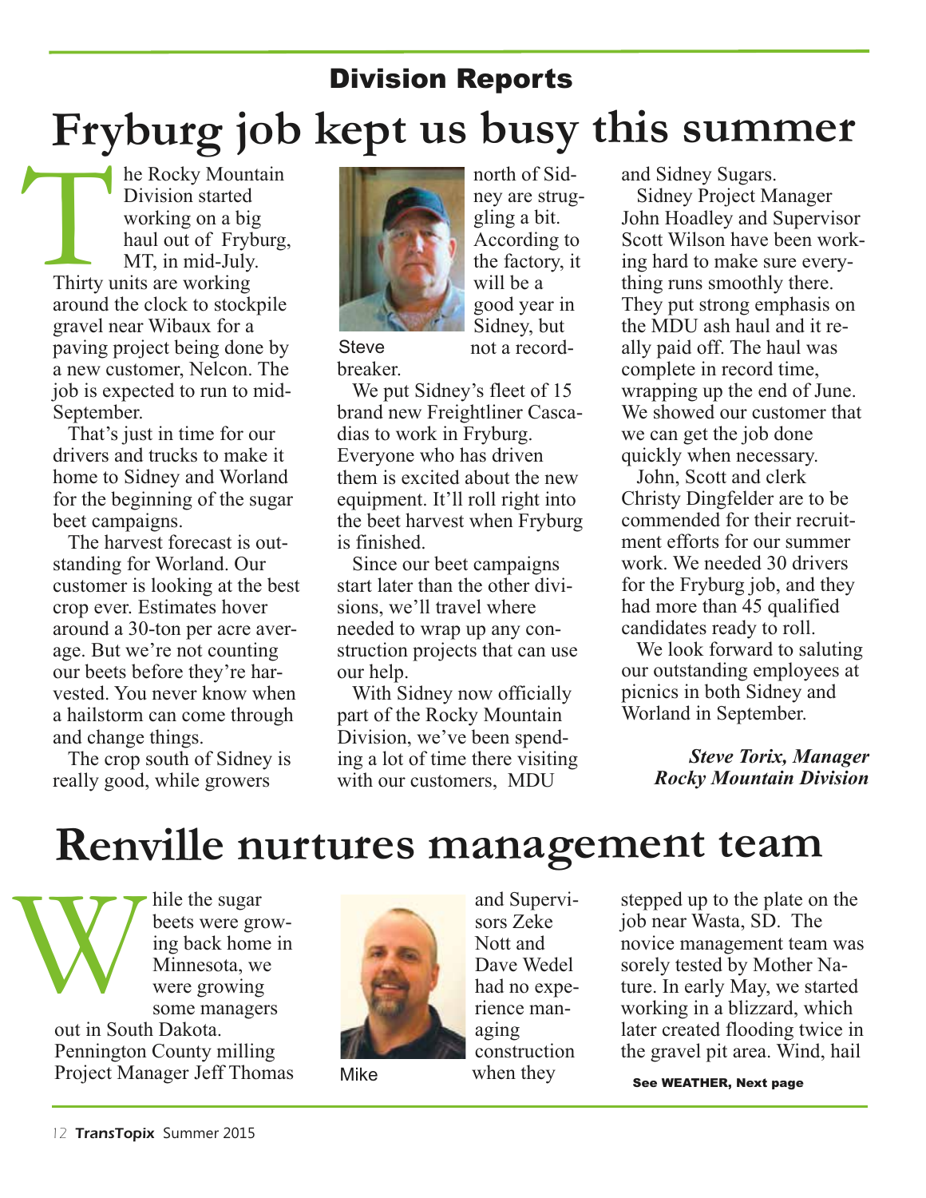## Division Reports

# Fryburg job kept us busy this summer

The Rocky Mountain Division started working on a big haul out of Fryburg, MT, in mid-July. Thirty units are working around the clock to stockpile gravel near Wibaux for a paving project being done by a new customer, Nelcon. The job is expected to run to mid-September.

That's just in time for our drivers and trucks to make it home to Sidney and Worland for the beginning of the sugar beet campaigns.

The harvest forecast is outstanding for Worland. Our customer is looking at the best crop ever. Estimates hover around a 30-ton per acre average. But we're not counting our beets before they're harvested. You never know when a hailstorm can come through and change things.

The crop south of Sidney is really good, while growers north of Sidney are struggling a bit. According to the factory, it will be a good year in Sidney, but not a record-breaker.

Steve

We put Sidney's fleet of 15 brand new Freightliner Cascadias to work in Fryburg. Everyone who has driven them is excited about the new equipment. It'll roll right into the beet harvest when Fryburg is finished.

Since our beet campaigns start later than the other divisions, we'll travel where needed to wrap up any construction projects that can use our help.

With Sidney now officially part of the Rocky Mountain Division, we've been spending a lot of time there visiting with our customers, MDU and Sidney Sugars.

Sidney Project Manager John Hoadley and Supervisor Scott Wilson have been working hard to make sure everything runs smoothly there. They put strong emphasis on the MDU ash haul and it really paid off. The haul was complete in record time, wrapping up the end of June. We showed our customer that we can get the job done quickly when necessary.

John, Scott and clerk Christy Dingfelder are to be commended for their recruitment efforts for our summer work. We needed 30 drivers for the Fryburg job, and they had more than 45 qualified candidates ready to roll.

We look forward to saluting our outstanding employees at picnics in both Sidney and Worland in September.

***Steve Torix, Manager***
***Rocky Mountain Division***

# Renville nurtures management team

While the sugar beets were growing back home in Minnesota, we were growing some managers out in South Dakota. Pennington County milling Project Manager Jeff Thomas and Supervisors Zeke Nott and Dave Wedel had no experience managing construction when they stepped up to the plate on the job near Wasta, SD. The novice management team was sorely tested by Mother Nature. In early May, we started working in a blizzard, which later created flooding twice in the gravel pit area. Wind, hail

Mike

**See WEATHER, Next page**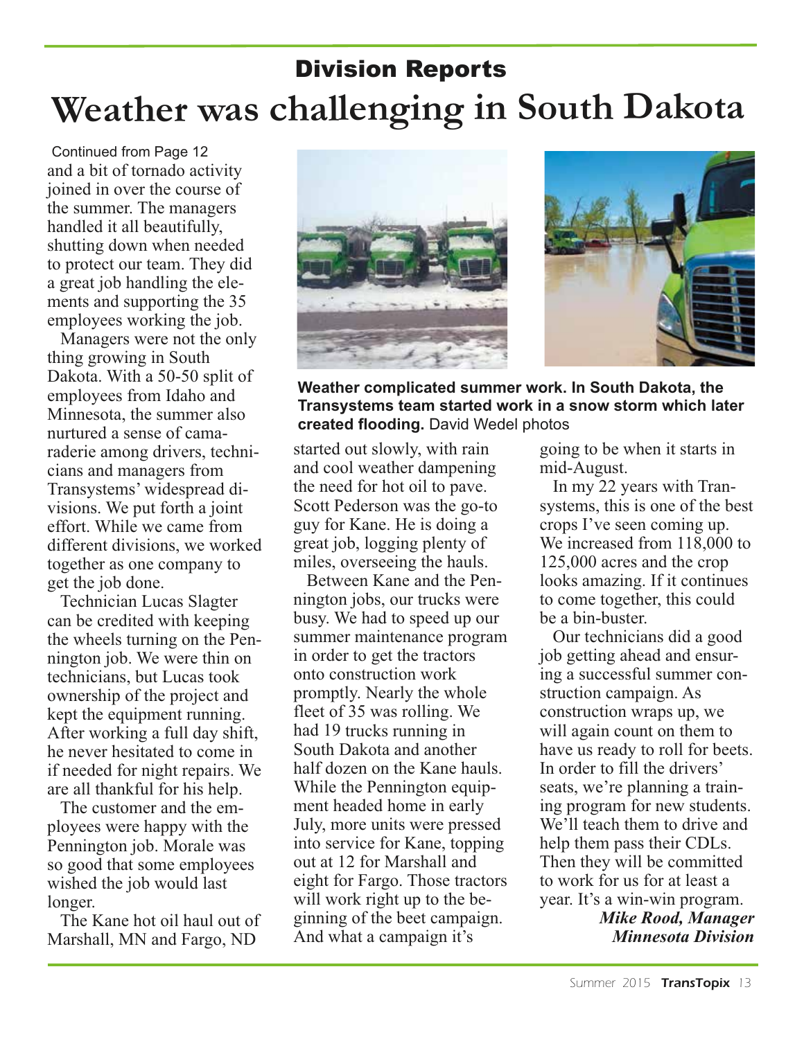## Division Reports

# Weather was challenging in South Dakota

Continued from Page 12

and a bit of tornado activity joined in over the course of the summer. The managers handled it all beautifully, shutting down when needed to protect our team. They did a great job handling the elements and supporting the 35 employees working the job.

Managers were not the only thing growing in South Dakota. With a 50-50 split of employees from Idaho and Minnesota, the summer also nurtured a sense of camaraderie among drivers, technicians and managers from Transystems' widespread divisions. We put forth a joint effort. While we came from different divisions, we worked together as one company to get the job done.

Technician Lucas Slagter can be credited with keeping the wheels turning on the Pennington job. We were thin on technicians, but Lucas took ownership of the project and kept the equipment running. After working a full day shift, he never hesitated to come in if needed for night repairs. We are all thankful for his help.

The customer and the employees were happy with the Pennington job. Morale was so good that some employees wished the job would last longer.

The Kane hot oil haul out of Marshall, MN and Fargo, ND started out slowly, with rain and cool weather dampening the need for hot oil to pave. Scott Pederson was the go-to guy for Kane. He is doing a great job, logging plenty of miles, overseeing the hauls.

Between Kane and the Pennington jobs, our trucks were busy. We had to speed up our summer maintenance program in order to get the tractors onto construction work promptly. Nearly the whole fleet of 35 was rolling. We had 19 trucks running in South Dakota and another half dozen on the Kane hauls. While the Pennington equipment headed home in early July, more units were pressed into service for Kane, topping out at 12 for Marshall and eight for Fargo. Those tractors will work right up to the beginning of the beet campaign. And what a campaign it's going to be when it starts in mid-August.

**Weather complicated summer work. In South Dakota, the Transystems team started work in a snow storm which later created flooding.** David Wedel photos

In my 22 years with Transystems, this is one of the best crops I've seen coming up. We increased from 118,000 to 125,000 acres and the crop looks amazing. If it continues to come together, this could be a bin-buster.

Our technicians did a good job getting ahead and ensuring a successful summer construction campaign. As construction wraps up, we will again count on them to have us ready to roll for beets. In order to fill the drivers' seats, we're planning a training program for new students. We'll teach them to drive and help them pass their CDLs. Then they will be committed to work for us for at least a year. It's a win-win program.

***Mike Rood, Manager***
***Minnesota Division***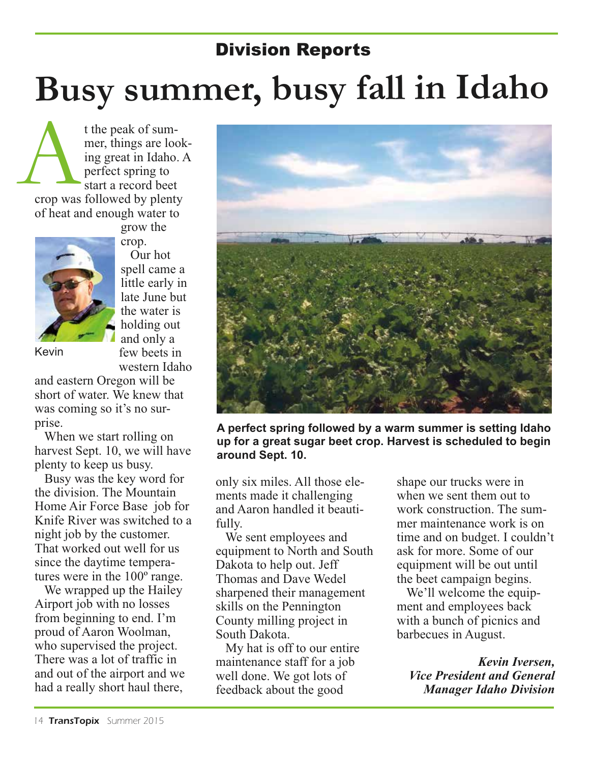## Division Reports

# Busy summer, busy fall in Idaho

At the peak of summer, things are looking great in Idaho. A perfect spring to start a record beet crop was followed by plenty of heat and enough water to grow the crop.

Kevin

Our hot spell came a little early in late June but the water is holding out and only a few beets in western Idaho and eastern Oregon will be short of water. We knew that was coming so it's no surprise.

When we start rolling on harvest Sept. 10, we will have plenty to keep us busy.

Busy was the key word for the division. The Mountain Home Air Force Base job for Knife River was switched to a night job by the customer. That worked out well for us since the daytime temperatures were in the 100º range.

We wrapped up the Hailey Airport job with no losses from beginning to end. I'm proud of Aaron Woolman, who supervised the project. There was a lot of traffic in and out of the airport and we had a really short haul there, only six miles. All those elements made it challenging and Aaron handled it beautifully.

**A perfect spring followed by a warm summer is setting Idaho up for a great sugar beet crop. Harvest is scheduled to begin around Sept. 10.**

We sent employees and equipment to North and South Dakota to help out. Jeff Thomas and Dave Wedel sharpened their management skills on the Pennington County milling project in South Dakota.

My hat is off to our entire maintenance staff for a job well done. We got lots of feedback about the good shape our trucks were in when we sent them out to work construction. The summer maintenance work is on time and on budget. I couldn't ask for more. Some of our equipment will be out until the beet campaign begins.

We'll welcome the equipment and employees back with a bunch of picnics and barbecues in August.

***Kevin Iversen,***
***Vice President and General Manager Idaho Division***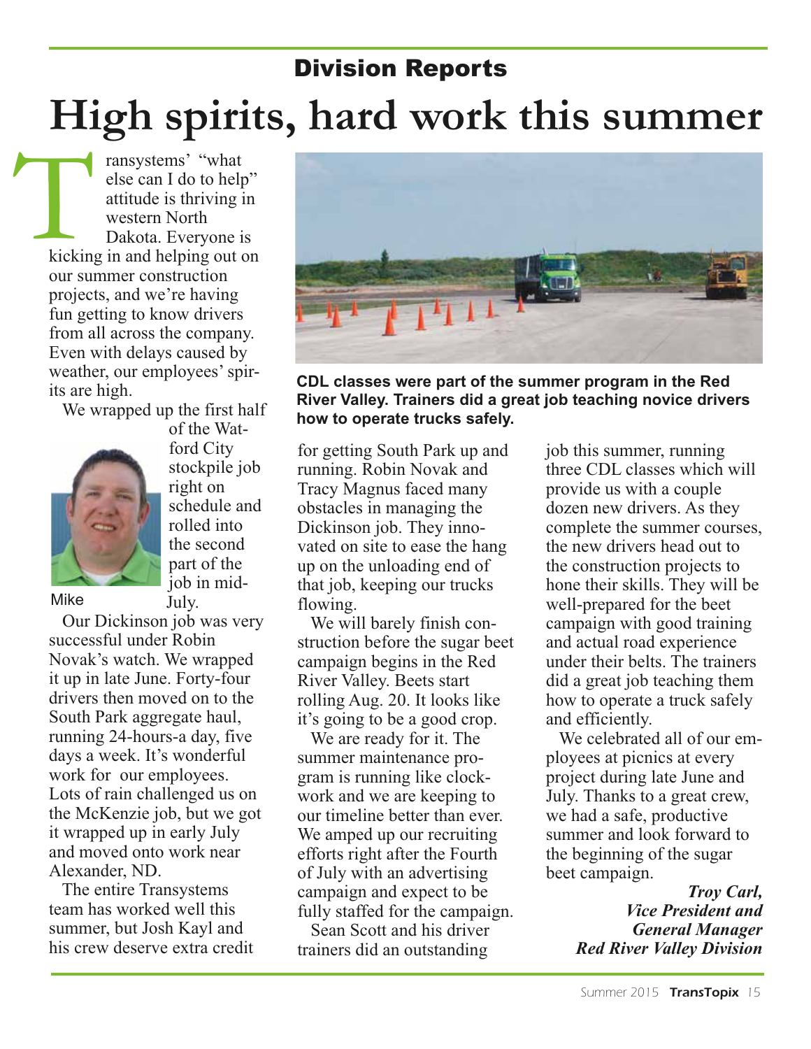## Division Reports

# High spirits, hard work this summer

Transystems' "what else can I do to help" attitude is thriving in western North Dakota. Everyone is kicking in and helping out on our summer construction projects, and we're having fun getting to know drivers from all across the company. Even with delays caused by weather, our employees' spirits are high.

We wrapped up the first half of the Watford City stockpile job right on schedule and rolled into the second part of the job in mid-July.

Mike

Our Dickinson job was very successful under Robin Novak's watch. We wrapped it up in late June. Forty-four drivers then moved on to the South Park aggregate haul, running 24-hours-a day, five days a week. It's wonderful work for our employees. Lots of rain challenged us on the McKenzie job, but we got it wrapped up in early July and moved onto work near Alexander, ND.

The entire Transystems team has worked well this summer, but Josh Kayl and his crew deserve extra credit for getting South Park up and running. Robin Novak and Tracy Magnus faced many obstacles in managing the Dickinson job. They innovated on site to ease the hang up on the unloading end of that job, keeping our trucks flowing.

**CDL classes were part of the summer program in the Red River Valley. Trainers did a great job teaching novice drivers how to operate trucks safely.**

We will barely finish construction before the sugar beet campaign begins in the Red River Valley. Beets start rolling Aug. 20. It looks like it's going to be a good crop.

We are ready for it. The summer maintenance program is running like clockwork and we are keeping to our timeline better than ever. We amped up our recruiting efforts right after the Fourth of July with an advertising campaign and expect to be fully staffed for the campaign.

Sean Scott and his driver trainers did an outstanding job this summer, running three CDL classes which will provide us with a couple dozen new drivers. As they complete the summer courses, the new drivers head out to the construction projects to hone their skills. They will be well-prepared for the beet campaign with good training and actual road experience under their belts. The trainers did a great job teaching them how to operate a truck safely and efficiently.

We celebrated all of our employees at picnics at every project during late June and July. Thanks to a great crew, we had a safe, productive summer and look forward to the beginning of the sugar beet campaign.

***Troy Carl,***
***Vice President and***
***General Manager***
***Red River Valley Division***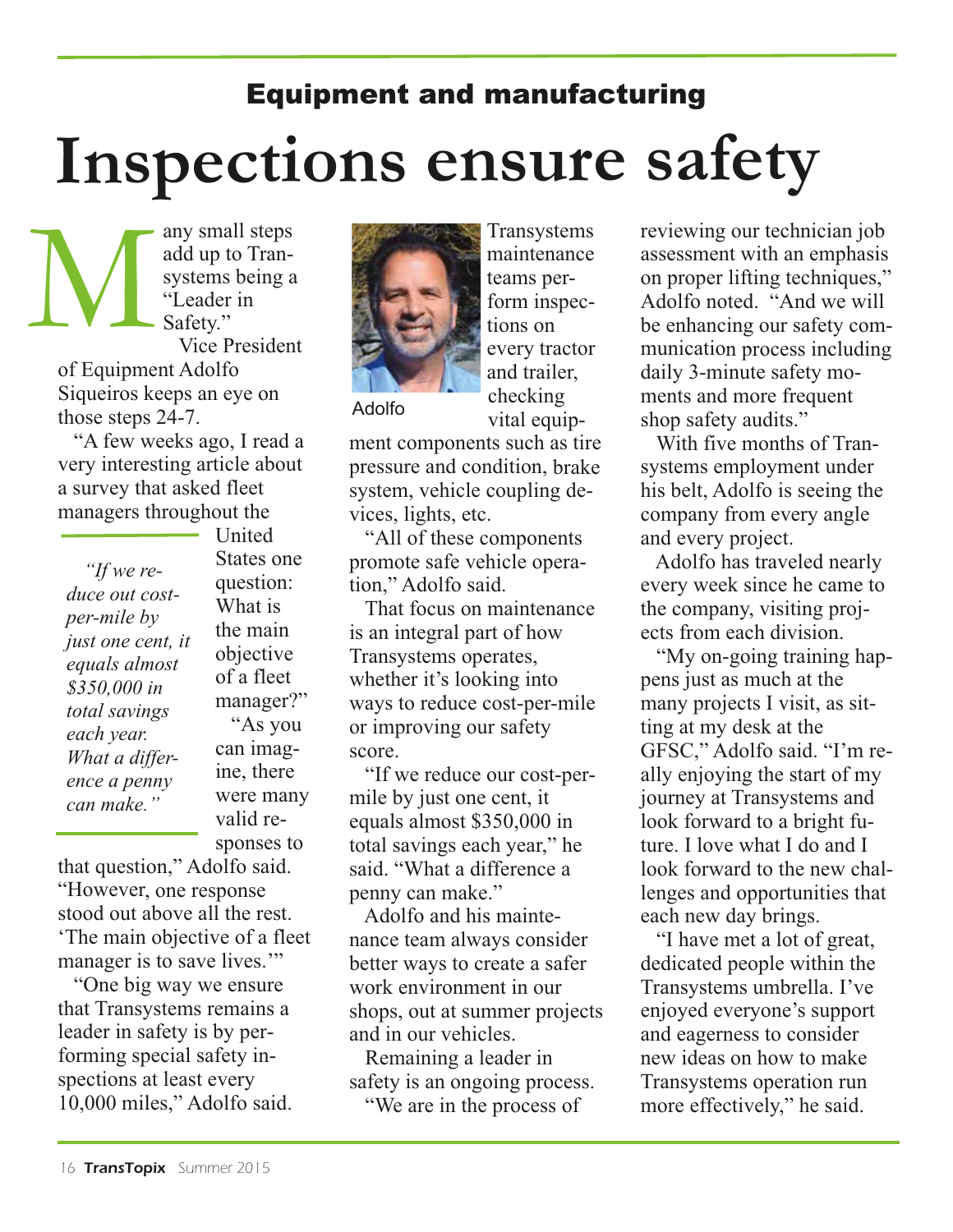## Equipment and manufacturing

# Inspections ensure safety

Many small steps add up to Transystems being a "Leader in Safety."

Vice President of Equipment Adolfo Siqueiros keeps an eye on those steps 24-7.

"A few weeks ago, I read a very interesting article about a survey that asked fleet managers throughout the United States one question: What is the main objective of a fleet manager?"

> *"If we reduce out cost-per-mile by just one cent, it equals almost $350,000 in total savings each year. What a difference a penny can make."*

"As you can imagine, there were many valid responses to that question," Adolfo said. "However, one response stood out above all the rest. 'The main objective of a fleet manager is to save lives.'"

"One big way we ensure that Transystems remains a leader in safety is by performing special safety inspections at least every 10,000 miles," Adolfo said.

Adolfo

Transystems maintenance teams perform inspections on every tractor and trailer, checking vital equipment components such as tire pressure and condition, brake system, vehicle coupling devices, lights, etc.

"All of these components promote safe vehicle operation," Adolfo said.

That focus on maintenance is an integral part of how Transystems operates, whether it's looking into ways to reduce cost-per-mile or improving our safety score.

"If we reduce our cost-per-mile by just one cent, it equals almost $350,000 in total savings each year," he said. "What a difference a penny can make."

Adolfo and his maintenance team always consider better ways to create a safer work environment in our shops, out at summer projects and in our vehicles.

Remaining a leader in safety is an ongoing process.

"We are in the process of reviewing our technician job assessment with an emphasis on proper lifting techniques," Adolfo noted. "And we will be enhancing our safety communication process including daily 3-minute safety moments and more frequent shop safety audits."

With five months of Transystems employment under his belt, Adolfo is seeing the company from every angle and every project.

Adolfo has traveled nearly every week since he came to the company, visiting projects from each division.

"My on-going training happens just as much at the many projects I visit, as sitting at my desk at the GFSC," Adolfo said. "I'm really enjoying the start of my journey at Transystems and look forward to a bright future. I love what I do and I look forward to the new challenges and opportunities that each new day brings.

"I have met a lot of great, dedicated people within the Transystems umbrella. I've enjoyed everyone's support and eagerness to consider new ideas on how to make Transystems operation run more effectively," he said.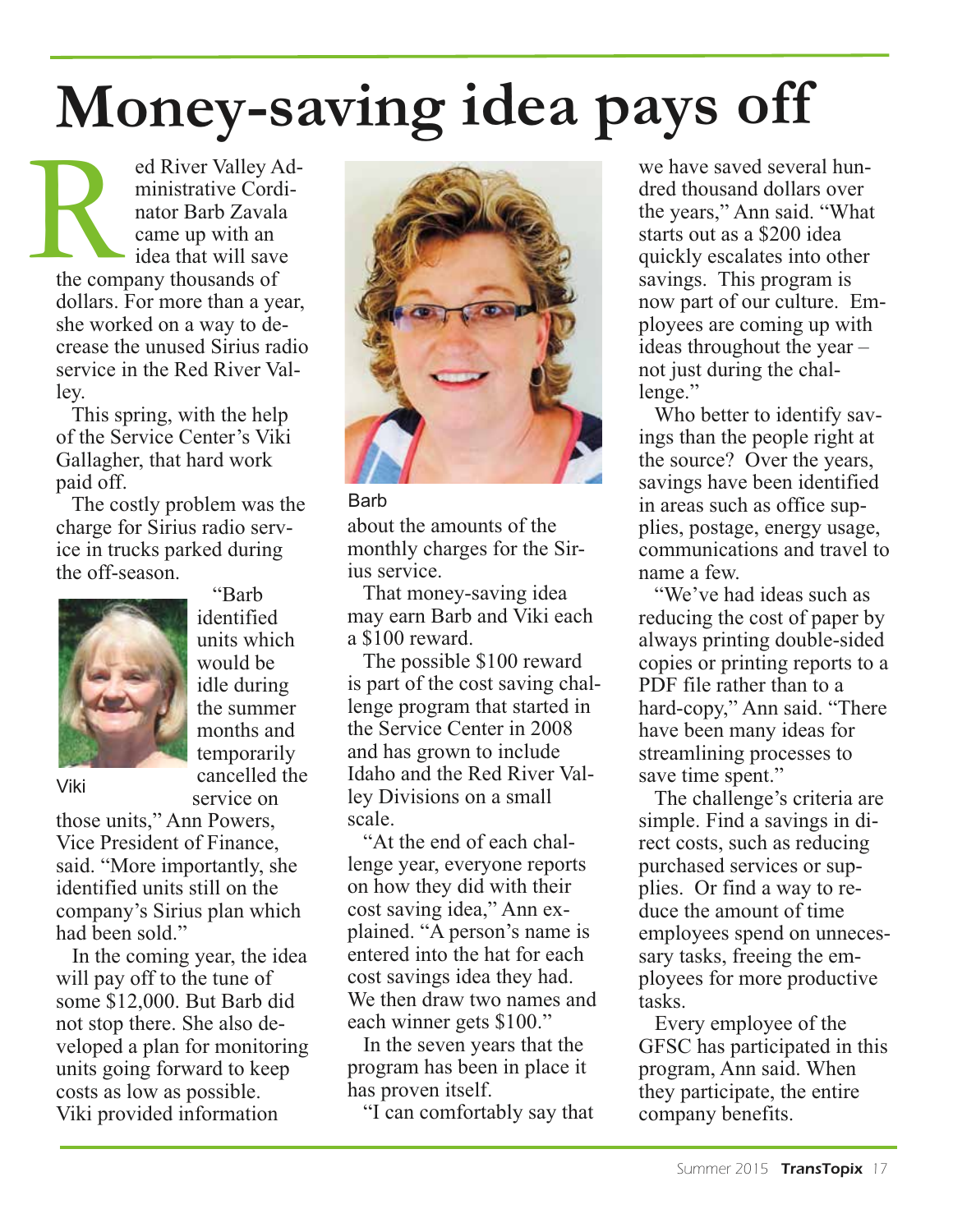# Money-saving idea pays off

Red River Valley Administrative Coordinator Barb Zavala came up with an idea that will save the company thousands of dollars. For more than a year, she worked on a way to decrease the unused Sirius radio service in the Red River Valley.

This spring, with the help of the Service Center's Viki Gallagher, that hard work paid off.

The costly problem was the charge for Sirius radio service in trucks parked during the off-season.

Viki

"Barb identified units which would be idle during the summer months and temporarily cancelled the service on those units," Ann Powers, Vice President of Finance, said. "More importantly, she identified units still on the company's Sirius plan which had been sold."

In the coming year, the idea will pay off to the tune of some $12,000. But Barb did not stop there. She also developed a plan for monitoring units going forward to keep costs as low as possible. Viki provided information about the amounts of the monthly charges for the Sirius service.

Barb

That money-saving idea may earn Barb and Viki each a $100 reward.

The possible $100 reward is part of the cost saving challenge program that started in the Service Center in 2008 and has grown to include Idaho and the Red River Valley Divisions on a small scale.

"At the end of each challenge year, everyone reports on how they did with their cost saving idea," Ann explained. "A person's name is entered into the hat for each cost savings idea they had. We then draw two names and each winner gets $100."

In the seven years that the program has been in place it has proven itself.

"I can comfortably say that we have saved several hundred thousand dollars over the years," Ann said. "What starts out as a $200 idea quickly escalates into other savings. This program is now part of our culture. Employees are coming up with ideas throughout the year – not just during the challenge."

Who better to identify savings than the people right at the source? Over the years, savings have been identified in areas such as office supplies, postage, energy usage, communications and travel to name a few.

"We've had ideas such as reducing the cost of paper by always printing double-sided copies or printing reports to a PDF file rather than to a hard-copy," Ann said. "There have been many ideas for streamlining processes to save time spent."

The challenge's criteria are simple. Find a savings in direct costs, such as reducing purchased services or supplies. Or find a way to reduce the amount of time employees spend on unnecessary tasks, freeing the employees for more productive tasks.

Every employee of the GFSC has participated in this program, Ann said. When they participate, the entire company benefits.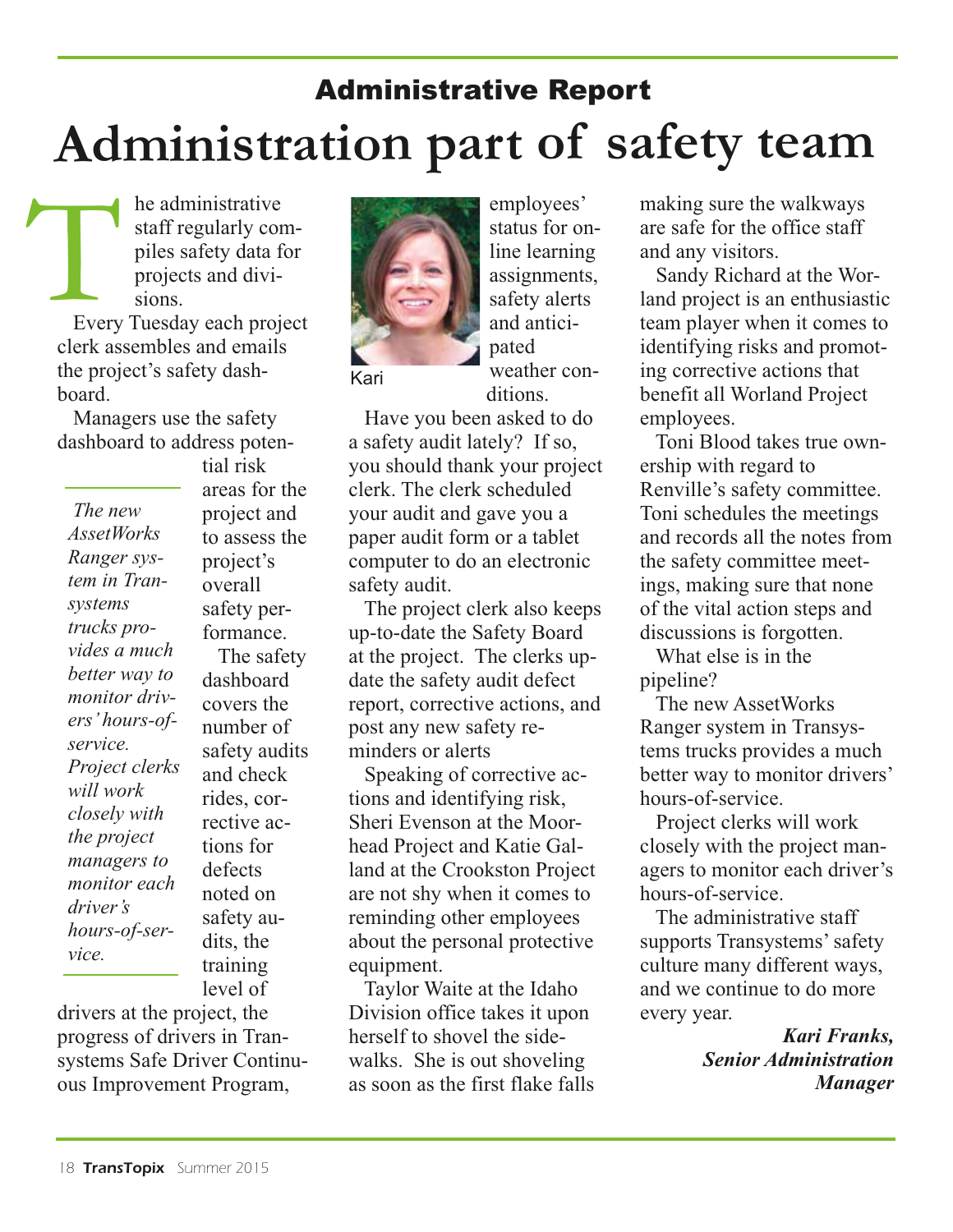## Administrative Report

# Administration part of safety team

The administrative staff regularly compiles safety data for projects and divisions.

Every Tuesday each project clerk assembles and emails the project's safety dashboard.

Managers use the safety dashboard to address potential risk areas for the project and to assess the project's overall safety performance.

*The new AssetWorks Ranger system in Transystems trucks provides a much better way to monitor drivers' hours-of-service. Project clerks will work closely with the project managers to monitor each driver's hours-of-service.*

The safety dashboard covers the number of safety audits and check rides, corrective actions for defects noted on safety audits, the training level of drivers at the project, the progress of drivers in Transystems Safe Driver Continuous Improvement Program, employees' status for online learning assignments, safety alerts and anticipated weather conditions.

Kari

Have you been asked to do a safety audit lately? If so, you should thank your project clerk. The clerk scheduled your audit and gave you a paper audit form or a tablet computer to do an electronic safety audit.

The project clerk also keeps up-to-date the Safety Board at the project. The clerks update the safety audit defect report, corrective actions, and post any new safety reminders or alerts

Speaking of corrective actions and identifying risk, Sheri Evenson at the Moorhead Project and Katie Galland at the Crookston Project are not shy when it comes to reminding other employees about the personal protective equipment.

Taylor Waite at the Idaho Division office takes it upon herself to shovel the sidewalks. She is out shoveling as soon as the first flake falls making sure the walkways are safe for the office staff and any visitors.

Sandy Richard at the Worland project is an enthusiastic team player when it comes to identifying risks and promoting corrective actions that benefit all Worland Project employees.

Toni Blood takes true ownership with regard to Renville's safety committee. Toni schedules the meetings and records all the notes from the safety committee meetings, making sure that none of the vital action steps and discussions is forgotten.

What else is in the pipeline?

The new AssetWorks Ranger system in Transystems trucks provides a much better way to monitor drivers' hours-of-service.

Project clerks will work closely with the project managers to monitor each driver's hours-of-service.

The administrative staff supports Transystems' safety culture many different ways, and we continue to do more every year.

***Kari Franks,***
***Senior Administration Manager***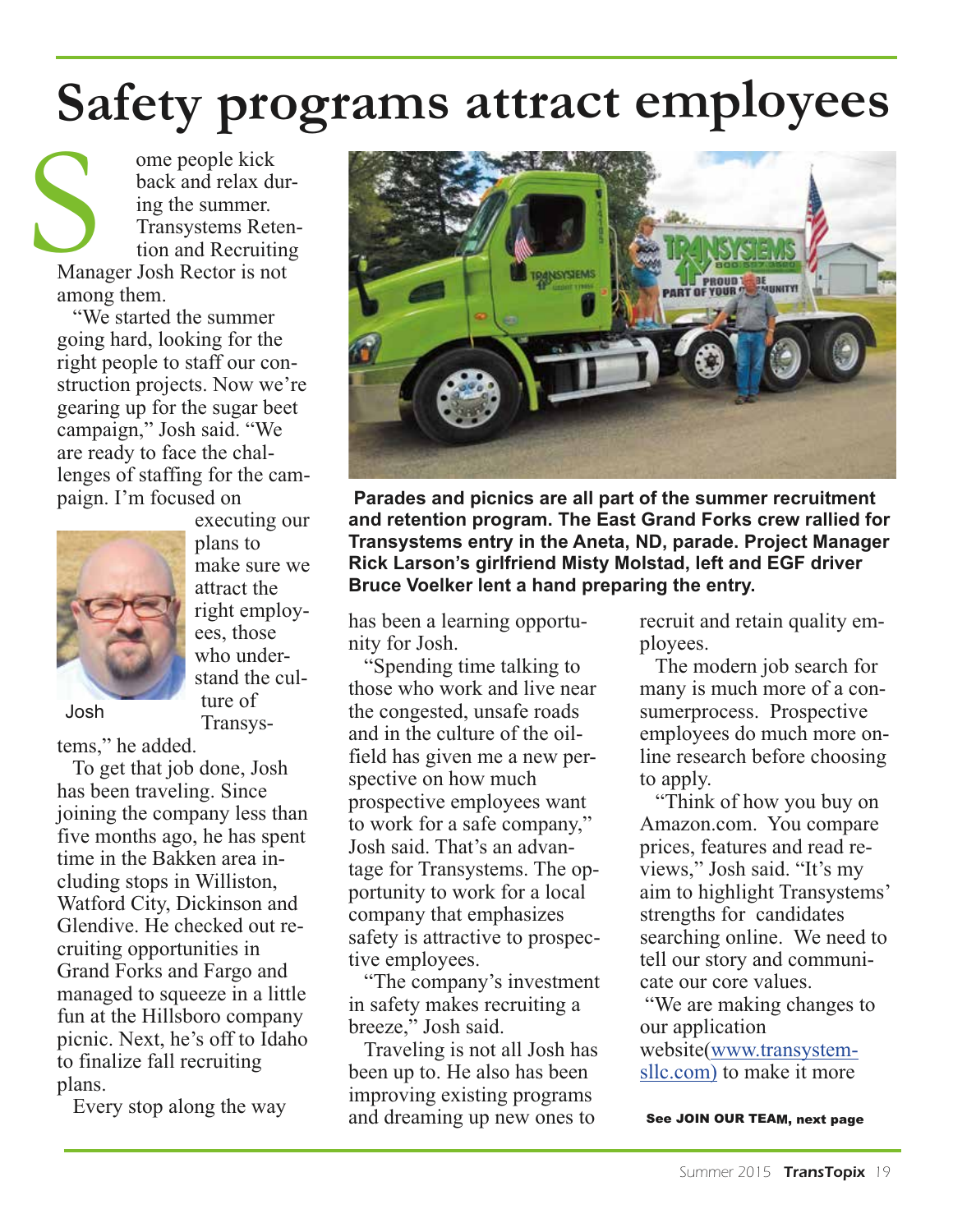# Safety programs attract employees

Some people kick back and relax during the summer. Transystems Retention and Recruiting Manager Josh Rector is not among them.

"We started the summer going hard, looking for the right people to staff our construction projects. Now we're gearing up for the sugar beet campaign," Josh said. "We are ready to face the challenges of staffing for the campaign. I'm focused on executing our plans to make sure we attract the right employees, those who understand the culture of Transystems," he added.

Josh

To get that job done, Josh has been traveling. Since joining the company less than five months ago, he has spent time in the Bakken area including stops in Williston, Watford City, Dickinson and Glendive. He checked out recruiting opportunities in Grand Forks and Fargo and managed to squeeze in a little fun at the Hillsboro company picnic. Next, he's off to Idaho to finalize fall recruiting plans.

Every stop along the way has been a learning opportunity for Josh.

"Spending time talking to those who work and live near the congested, unsafe roads and in the culture of the oilfield has given me a new perspective on how much prospective employees want to work for a safe company," Josh said. That's an advantage for Transystems. The opportunity to work for a local company that emphasizes safety is attractive to prospective employees.

"The company's investment in safety makes recruiting a breeze," Josh said.

Traveling is not all Josh has been up to. He also has been improving existing programs and dreaming up new ones to recruit and retain quality employees.

The modern job search for many is much more of a consumerprocess. Prospective employees do much more online research before choosing to apply.

"Think of how you buy on Amazon.com. You compare prices, features and read reviews," Josh said. "It's my aim to highlight Transystems' strengths for candidates searching online. We need to tell our story and communicate our core values.

"We are making changes to our application website(www.transystemsllc.com) to make it more

**See JOIN OUR TEAM, next page**

**Parades and picnics are all part of the summer recruitment and retention program. The East Grand Forks crew rallied for Transystems entry in the Aneta, ND, parade. Project Manager Rick Larson's girlfriend Misty Molstad, left and EGF driver Bruce Voelker lent a hand preparing the entry.**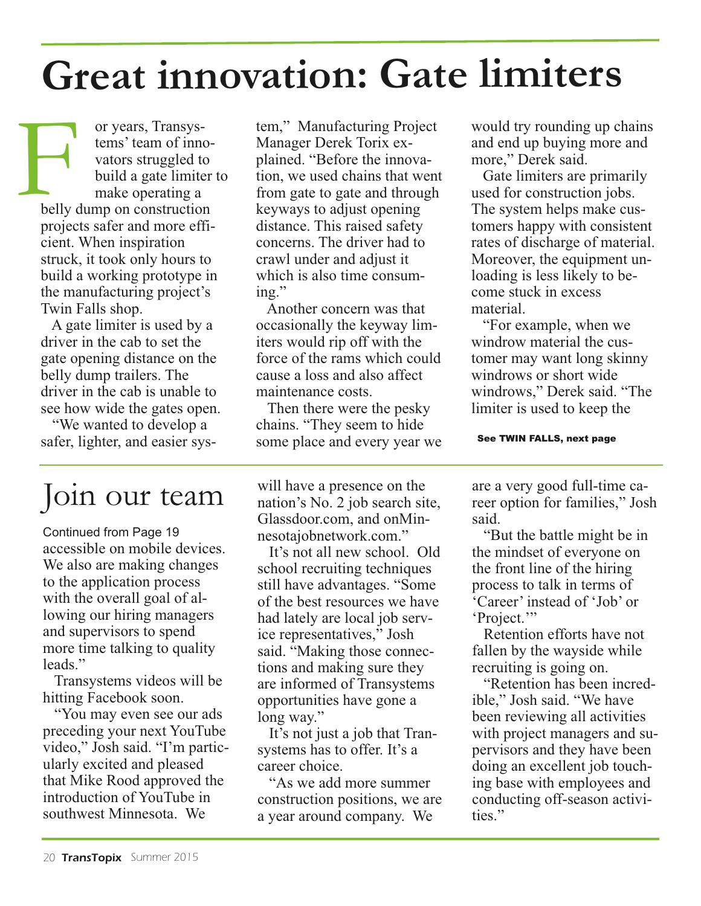# Great innovation: Gate limiters

For years, Transystems' team of innovators struggled to build a gate limiter to make operating a belly dump on construction projects safer and more efficient. When inspiration struck, it took only hours to build a working prototype in the manufacturing project's Twin Falls shop.

A gate limiter is used by a driver in the cab to set the gate opening distance on the belly dump trailers. The driver in the cab is unable to see how wide the gates open.

"We wanted to develop a safer, lighter, and easier system," Manufacturing Project Manager Derek Torix explained. "Before the innovation, we used chains that went from gate to gate and through keyways to adjust opening distance. This raised safety concerns. The driver had to crawl under and adjust it which is also time consuming."

Another concern was that occasionally the keyway limiters would rip off with the force of the rams which could cause a loss and also affect maintenance costs.

Then there were the pesky chains. "They seem to hide some place and every year we would try rounding up chains and end up buying more and more," Derek said.

Gate limiters are primarily used for construction jobs. The system helps make customers happy with consistent rates of discharge of material. Moreover, the equipment unloading is less likely to become stuck in excess material.

"For example, when we windrow material the customer may want long skinny windrows or short wide windrows," Derek said. "The limiter is used to keep the

**See TWIN FALLS, next page**

# Join our team

Continued from Page 19

accessible on mobile devices. We also are making changes to the application process with the overall goal of allowing our hiring managers and supervisors to spend more time talking to quality leads."

Transystems videos will be hitting Facebook soon.

"You may even see our ads preceding your next YouTube video," Josh said. "I'm particularly excited and pleased that Mike Rood approved the introduction of YouTube in southwest Minnesota. We will have a presence on the nation's No. 2 job search site, Glassdoor.com, and onMinnesotajobnetwork.com."

It's not all new school. Old school recruiting techniques still have advantages. "Some of the best resources we have had lately are local job service representatives," Josh said. "Making those connections and making sure they are informed of Transystems opportunities have gone a long way."

It's not just a job that Transystems has to offer. It's a career choice.

"As we add more summer construction positions, we are a year around company. We are a very good full-time career option for families," Josh said.

"But the battle might be in the mindset of everyone on the front line of the hiring process to talk in terms of 'Career' instead of 'Job' or 'Project.'"

Retention efforts have not fallen by the wayside while recruiting is going on.

"Retention has been incredible," Josh said. "We have been reviewing all activities with project managers and supervisors and they have been doing an excellent job touching base with employees and conducting off-season activities."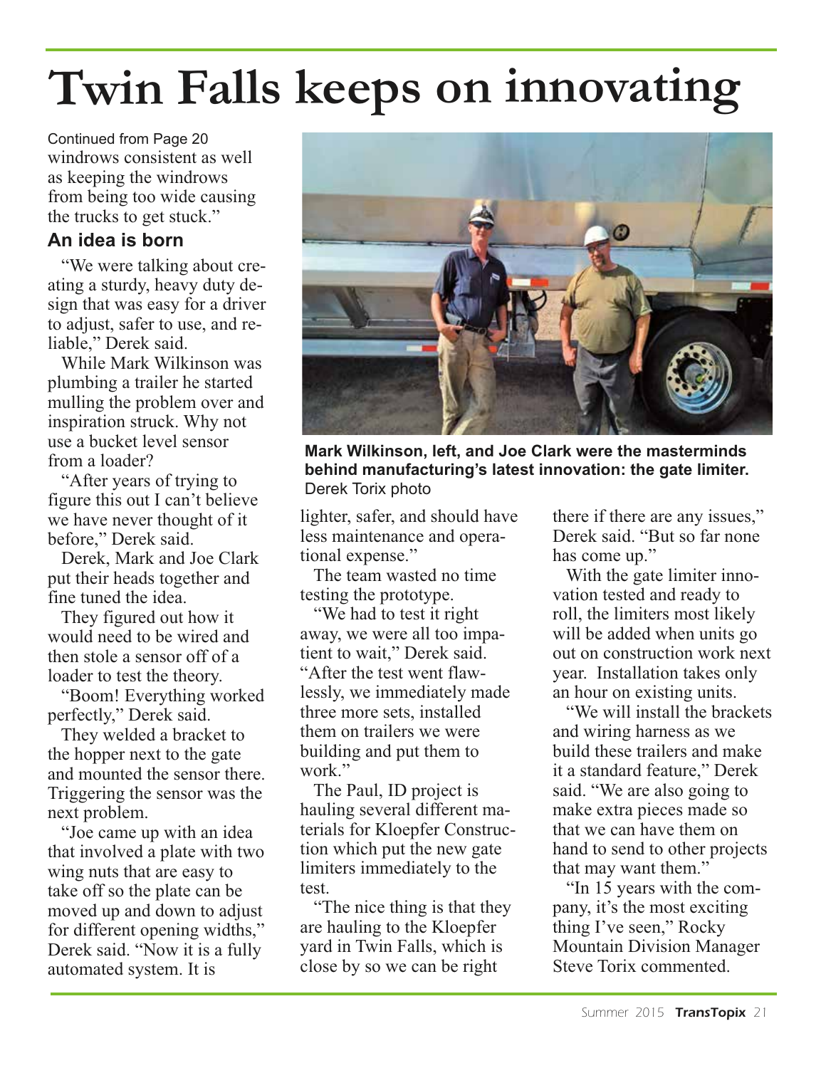# Twin Falls keeps on innovating

Continued from Page 20

windrows consistent as well as keeping the windrows from being too wide causing the trucks to get stuck."

### An idea is born

"We were talking about creating a sturdy, heavy duty design that was easy for a driver to adjust, safer to use, and reliable," Derek said.

While Mark Wilkinson was plumbing a trailer he started mulling the problem over and inspiration struck. Why not use a bucket level sensor from a loader?

"After years of trying to figure this out I can't believe we have never thought of it before," Derek said.

Derek, Mark and Joe Clark put their heads together and fine tuned the idea.

They figured out how it would need to be wired and then stole a sensor off of a loader to test the theory.

"Boom! Everything worked perfectly," Derek said.

They welded a bracket to the hopper next to the gate and mounted the sensor there. Triggering the sensor was the next problem.

"Joe came up with an idea that involved a plate with two wing nuts that are easy to take off so the plate can be moved up and down to adjust for different opening widths," Derek said. "Now it is a fully automated system. It is lighter, safer, and should have less maintenance and operational expense."

**Mark Wilkinson, left, and Joe Clark were the masterminds behind manufacturing's latest innovation: the gate limiter.** Derek Torix photo

The team wasted no time testing the prototype.

"We had to test it right away, we were all too impatient to wait," Derek said. "After the test went flawlessly, we immediately made three more sets, installed them on trailers we were building and put them to work."

The Paul, ID project is hauling several different materials for Kloepfer Construction which put the new gate limiters immediately to the test.

"The nice thing is that they are hauling to the Kloepfer yard in Twin Falls, which is close by so we can be right there if there are any issues," Derek said. "But so far none has come up."

With the gate limiter innovation tested and ready to roll, the limiters most likely will be added when units go out on construction work next year. Installation takes only an hour on existing units.

"We will install the brackets and wiring harness as we build these trailers and make it a standard feature," Derek said. "We are also going to make extra pieces made so that we can have them on hand to send to other projects that may want them."

"In 15 years with the company, it's the most exciting thing I've seen," Rocky Mountain Division Manager Steve Torix commented.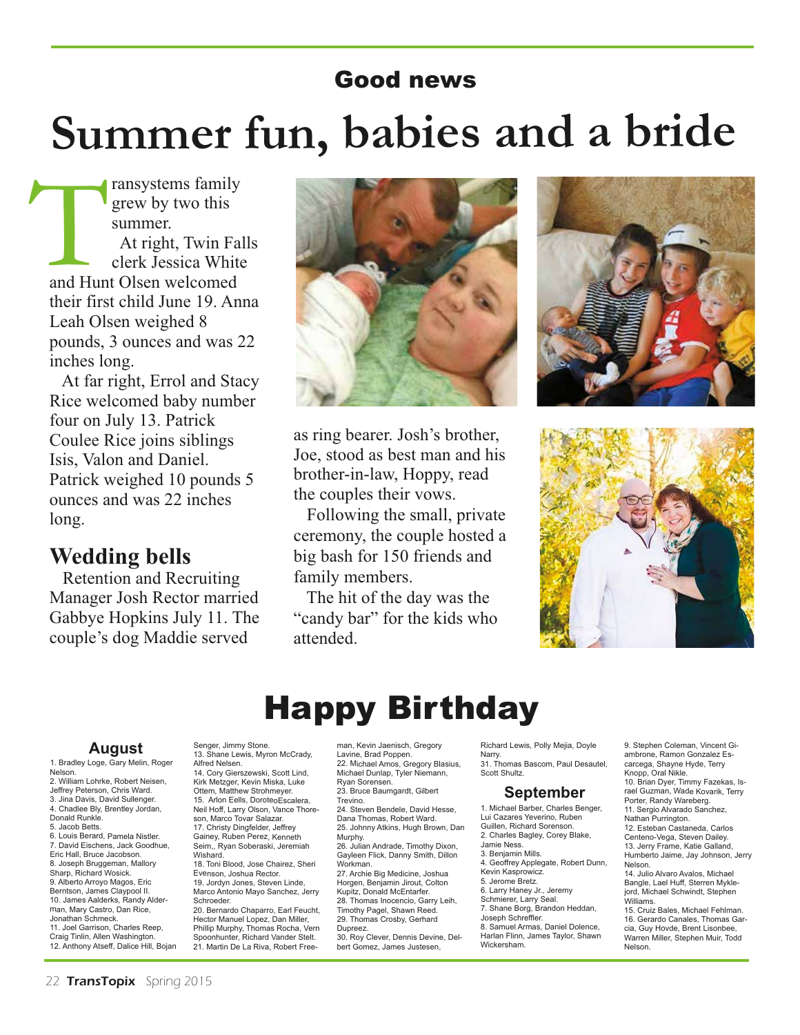## Good news

# Summer fun, babies and a bride

Transystems family grew by two this summer.

At right, Twin Falls clerk Jessica White and Hunt Olsen welcomed their first child June 19. Anna Leah Olsen weighed 8 pounds, 3 ounces and was 22 inches long.

At far right, Errol and Stacy Rice welcomed baby number four on July 13. Patrick Coulee Rice joins siblings Isis, Valon and Daniel. Patrick weighed 10 pounds 5 ounces and was 22 inches long.

## Wedding bells

Retention and Recruiting Manager Josh Rector married Gabbye Hopkins July 11. The couple's dog Maddie served as ring bearer. Josh's brother, Joe, stood as best man and his brother-in-law, Hoppy, read the couples their vows.

Following the small, private ceremony, the couple hosted a big bash for 150 friends and family members.

The hit of the day was the "candy bar" for the kids who attended.

# Happy Birthday

### August

1. Bradley Loge, Gary Melin, Roger Nelson.
2. William Lohrke, Robert Neisen, Jeffrey Peterson, Chris Ward.
3. Jina Davis, David Sullenger.
4. Chadlee Bly, Brentley Jordan, Donald Runkle.
5. Jacob Betts.
6. Louis Berard, Pamela Nistler.
7. David Eischens, Jack Goodhue, Eric Hall, Bruce Jacobson.
8. Joseph Bruggeman, Mallory Sharp, Richard Wosick.
9. Alberto Arroyo Magos, Eric Berntson, James Claypool II.
10. James Aalderks, Randy Alderman, Mary Castro, Dan Rice, Jonathan Schmeck.
11. Joel Garrison, Charles Reep, Craig Tinlin, Allen Washington.
12. Anthony Atseff, Dalice Hill, Bojan Senger, Jimmy Stone.
13. Shane Lewis, Myron McCrady, Alfred Nelsen.
14. Cory Gierszewski, Scott Lind, Kirk Metzger, Kevin Miska, Luke Ottem, Matthew Strohmeyer.
15. Arlon Eells, DoroteoEscalera, Neil Hoff, Larry Olson, Vance Thoreson, Marco Tovar Salazar.
17. Christy Dingfelder, Jeffrey Gainey, Ruben Perez, Kenneth Seim,, Ryan Soberaski, Jeremiah Wishard.
18. Toni Blood, Jose Chairez, Sheri Evenson, Joshua Rector.
19. Jordyn Jones, Steven Linde, Marco Antonio Mayo Sanchez, Jerry Schroeder.
20. Bernardo Chaparro, Earl Feucht, Hector Manuel Lopez, Dan Miller, Phillip Murphy, Thomas Rocha, Vern Spoonhunter, Richard Vander Stelt.
21. Martin De La Riva, Robert Freeman, Kevin Jaenisch, Gregory Lavine, Brad Poppen.
22. Michael Amos, Gregory Blasius, Michael Dunlap, Tyler Niemann, Ryan Sorensen.
23. Bruce Baumgardt, Gilbert Trevino.
24. Steven Bendele, David Hesse, Dana Thomas, Robert Ward.
25. Johnny Atkins, Hugh Brown, Dan Murphy.
26. Julian Andrade, Timothy Dixon, Gayleen Flick, Danny Smith, Dillon Workman.
27. Archie Big Medicine, Joshua Horgen, Benjamin Jirout, Colton Kupitz, Donald McEntarfer.
28. Thomas Inocencio, Garry Leih, Timothy Pagel, Shawn Reed.
29. Thomas Crosby, Gerhard Dupreez.
30. Roy Clever, Dennis Devine, Delbert Gomez, James Justesen, Richard Lewis, Polly Mejia, Doyle Narry.
31. Thomas Bascom, Paul Desautel, Scott Shultz.

### September

1. Michael Barber, Charles Benger, Lui Cazares Yeverino, Ruben Guillen, Richard Sorenson.
2. Charles Bagley, Corey Blake, Jamie Ness.
3. Benjamin Mills.
4. Geoffrey Applegate, Robert Dunn, Kevin Kasprowicz.
5. Jerome Bretz.
6. Larry Haney Jr., Jeremy Schmierer, Larry Seal.
7. Shane Borg, Brandon Heddan, Joseph Schreffler.
8. Samuel Armas, Daniel Dolence, Harlan Flinn, James Taylor, Shawn Wickersham.
9. Stephen Coleman, Vincent Giambrone, Ramon Gonzalez Escarcega, Shayne Hyde, Terry Knopp, Oral Nikle.
10. Brian Dyer, Timmy Fazekas, Israel Guzman, Wade Kovarik, Terry Porter, Randy Wareberg.
11. Sergio Alvarado Sanchez, Nathan Purrington.
12. Esteban Castaneda, Carlos Centeno-Vega, Steven Dailey.
13. Jerry Frame, Katie Galland, Humberto Jaime, Jay Johnson, Jerry Nelson.
14. Julio Alvaro Avalos, Michael Bangle, Lael Huff, Sterren Myklejord, Michael Schwindt, Stephen Williams.
15. Cruiz Bales, Michael Fehlman.
16. Gerardo Canales, Thomas Garcia, Guy Hovde, Brent Lisonbee, Warren Miller, Stephen Muir, Todd Nelson.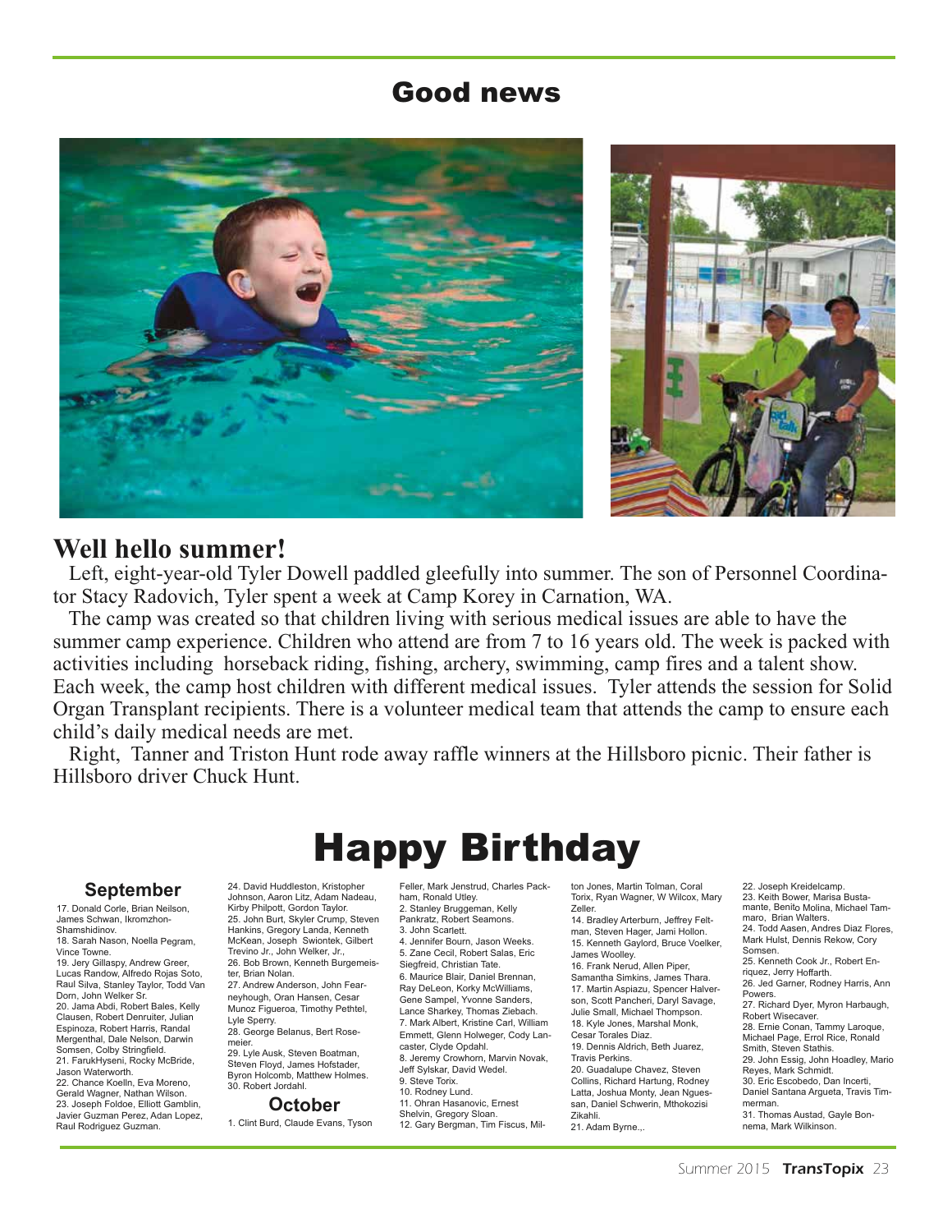# Good news

## Well hello summer!

Left, eight-year-old Tyler Dowell paddled gleefully into summer. The son of Personnel Coordinator Stacy Radovich, Tyler spent a week at Camp Korey in Carnation, WA.

The camp was created so that children living with serious medical issues are able to have the summer camp experience. Children who attend are from 7 to 16 years old. The week is packed with activities including horseback riding, fishing, archery, swimming, camp fires and a talent show. Each week, the camp host children with different medical issues. Tyler attends the session for Solid Organ Transplant recipients. There is a volunteer medical team that attends the camp to ensure each child's daily medical needs are met.

Right, Tanner and Triston Hunt rode away raffle winners at the Hillsboro picnic. Their father is Hillsboro driver Chuck Hunt.

# Happy Birthday

### September

17. Donald Corle, Brian Neilson, James Schwan, Ikromzhon-Shamshidinov.
18. Sarah Nason, Noella Pegram, Vince Towne.
19. Jery Gillaspy, Andrew Greer, Lucas Randow, Alfredo Rojas Soto, Raul Silva, Stanley Taylor, Todd Van Dorn, John Welker Sr.
20. Jama Abdi, Robert Bales, Kelly Clausen, Robert Denruiter, Julian Espinoza, Robert Harris, Randal Mergenthal, Dale Nelson, Darwin Somsen, Colby Stringfield.
21. FarukHyseni, Rocky McBride, Jason Waterworth.
22. Chance Koelln, Eva Moreno, Gerald Wagner, Nathan Wilson.
23. Joseph Foldoe, Elliott Gamblin, Javier Guzman Perez, Adan Lopez, Raul Rodriguez Guzman.
24. David Huddleston, Kristopher Johnson, Aaron Litz, Adam Nadeau, Kirby Philpott, Gordon Taylor.
25. John Burt, Skyler Crump, Steven Hankins, Gregory Landa, Kenneth McKean, Joseph Swiontek, Gilbert Trevino Jr., John Welker, Jr.,
26. Bob Brown, Kenneth Burgemeister, Brian Nolan.
27. Andrew Anderson, John Fearneyhough, Oran Hansen, Cesar Munoz Figueroa, Timothy Pethtel, Lyle Sperry.
28. George Belanus, Bert Rosemeier.
29. Lyle Ausk, Steven Boatman, Steven Floyd, James Hofstader, Byron Holcomb, Matthew Holmes.
30. Robert Jordahl.

### October

1. Clint Burd, Claude Evans, Tyson Feller, Mark Jenstrud, Charles Packham, Ronald Utley.
2. Stanley Bruggeman, Kelly Pankratz, Robert Seamons.
3. John Scarlett.
4. Jennifer Bourn, Jason Weeks.
5. Zane Cecil, Robert Salas, Eric Siegfreid, Christian Tate.
6. Maurice Blair, Daniel Brennan, Ray DeLeon, Korky McWilliams, Gene Sampel, Yvonne Sanders, Lance Sharkey, Thomas Ziebach.
7. Mark Albert, Kristine Carl, William Emmett, Glenn Holweger, Cody Lancaster, Clyde Opdahl.
8. Jeremy Crowhorn, Marvin Novak, Jeff Sylskar, David Wedel.
9. Steve Torix.
10. Rodney Lund.
11. Ohran Hasanovic, Ernest Shelvin, Gregory Sloan.
12. Gary Bergman, Tim Fiscus, Milton Jones, Martin Tolman, Coral Torix, Ryan Wagner, W Wilcox, Mary Zeller.
14. Bradley Arterburn, Jeffrey Feltman, Steven Hager, Jami Hollon.
15. Kenneth Gaylord, Bruce Voelker, James Woolley.
16. Frank Nerud, Allen Piper, Samantha Simkins, James Thara.
17. Martin Aspiazu, Spencer Halverson, Scott Pancheri, Daryl Savage, Julie Small, Michael Thompson.
18. Kyle Jones, Marshal Monk, Cesar Torales Diaz.
19. Dennis Aldrich, Beth Juarez, Travis Perkins.
20. Guadalupe Chavez, Steven Collins, Richard Hartung, Rodney Latta, Joshua Monty, Jean Nguessan, Daniel Schwerin, Mthokozisi Zikhali.
21. Adam Byrne.,.
22. Joseph Kreidelcamp.
23. Keith Bower, Marisa Bustamante, Benito Molina, Michael Tammaro, Brian Walters.
24. Todd Aasen, Andres Diaz Flores, Mark Hulst, Dennis Rekow, Cory Somsen.
25. Kenneth Cook Jr., Robert Enriquez, Jerry Hoffarth.
26. Jed Garner, Rodney Harris, Ann Powers.
27. Richard Dyer, Myron Harbaugh, Robert Wisecaver.
28. Ernie Conan, Tammy Laroque, Michael Page, Errol Rice, Ronald Smith, Steven Stathis.
29. John Essig, John Hoadley, Mario Reyes, Mark Schmidt.
30. Eric Escobedo, Dan Incerti, Daniel Santana Argueta, Travis Timmerman.
31. Thomas Austad, Gayle Bonnema, Mark Wilkinson.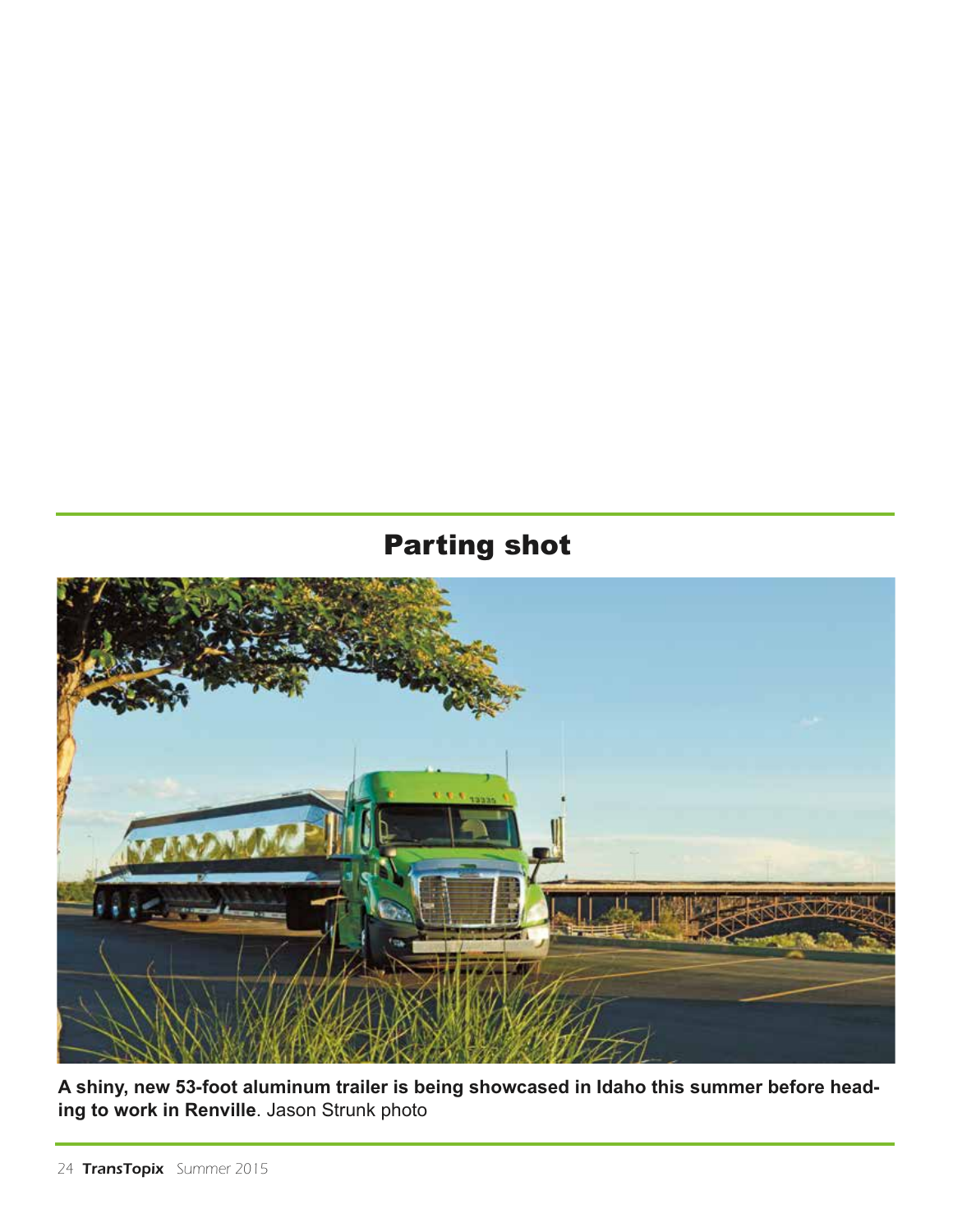## Parting shot

**A shiny, new 53-foot aluminum trailer is being showcased in Idaho this summer before heading to work in Renville**. Jason Strunk photo